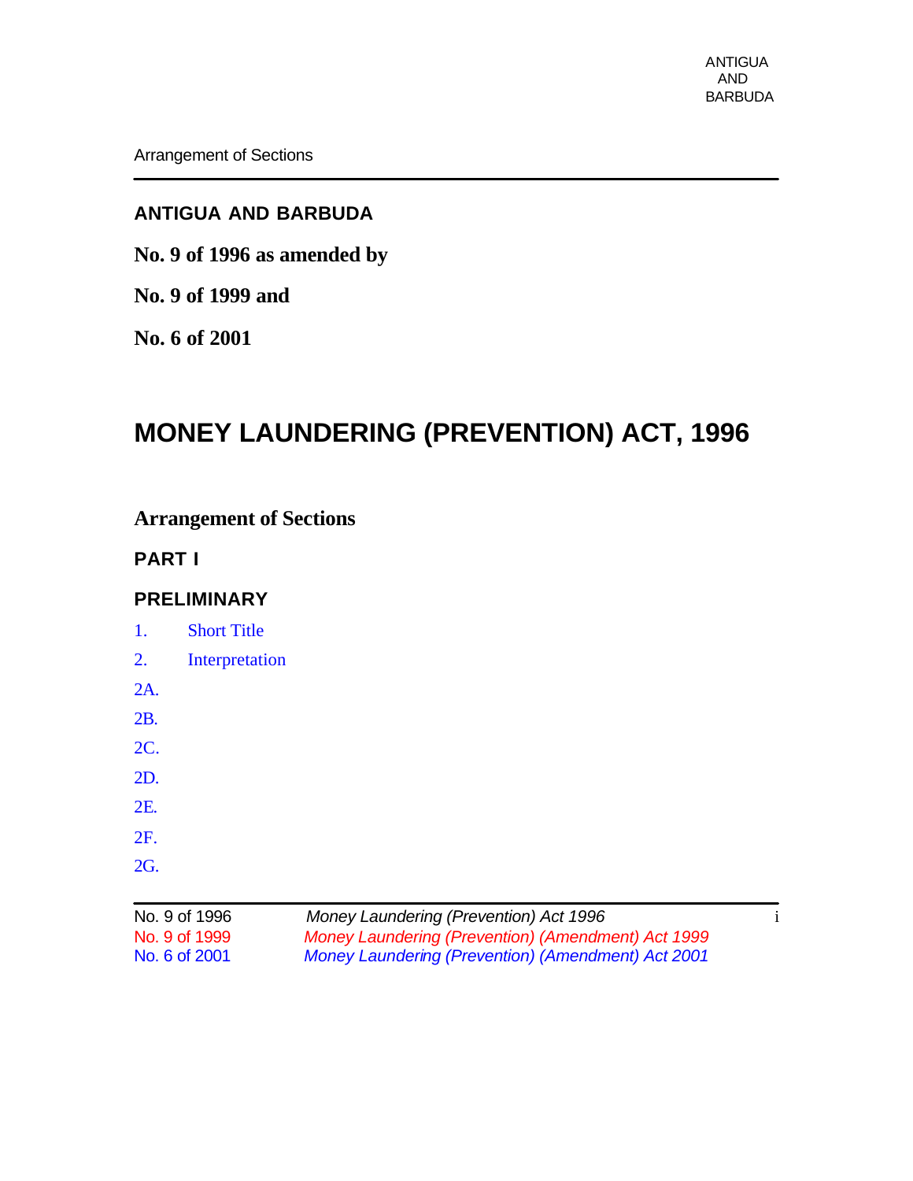ANTIGUA AND BARBUDA

**No. 9 of 1996 as amended by**

**No. 9 of 1999 and**

**No. 6 of 2001**

# MONEY LAUNDERING (PREVENTION) ACT, 1996

## Arrangement of Sections

### PART I

### PRELIMINARY

1. Short Title
2. Interpretation

2A.

2B.

2C.

2D.

2E.

2F.

2G.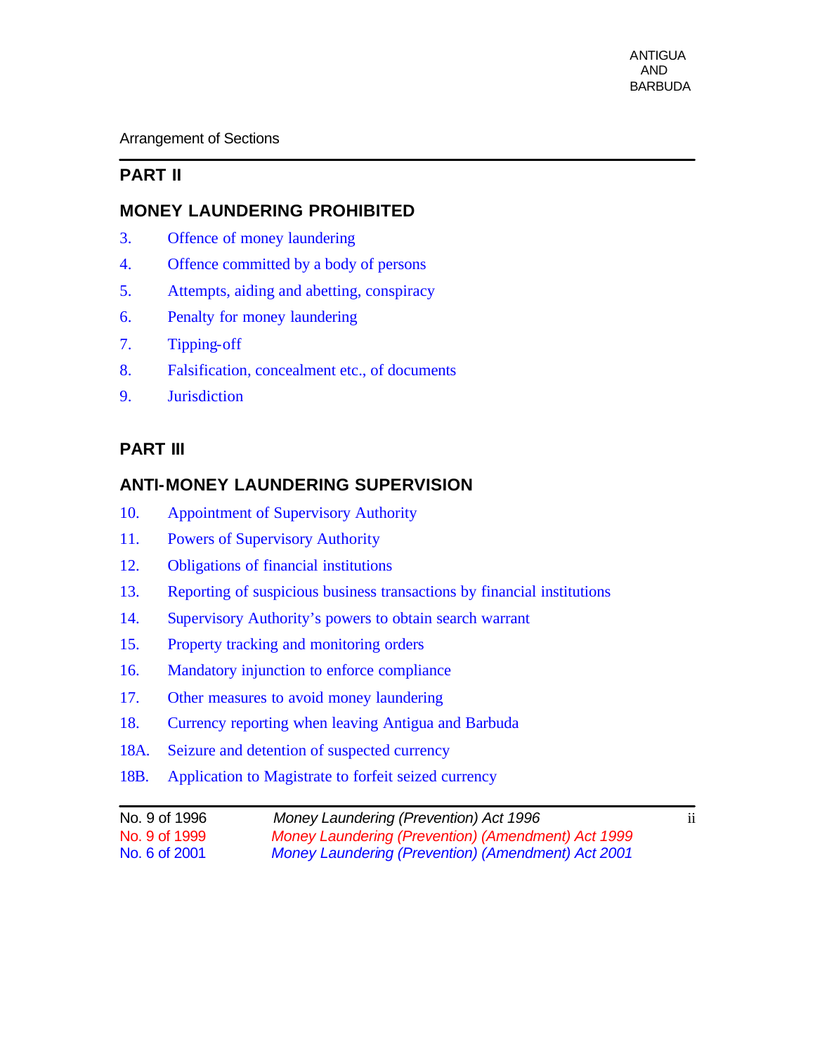## PART II

## MONEY LAUNDERING PROHIBITED

3. Offence of money laundering
4. Offence committed by a body of persons
5. Attempts, aiding and abetting, conspiracy
6. Penalty for money laundering
7. Tipping-off
8. Falsification, concealment etc., of documents
9. Jurisdiction

## PART III

## ANTI-MONEY LAUNDERING SUPERVISION

10. Appointment of Supervisory Authority
11. Powers of Supervisory Authority
12. Obligations of financial institutions
13. Reporting of suspicious business transactions by financial institutions
14. Supervisory Authority's powers to obtain search warrant
15. Property tracking and monitoring orders
16. Mandatory injunction to enforce compliance
17. Other measures to avoid money laundering
18. Currency reporting when leaving Antigua and Barbuda

18A. Seizure and detention of suspected currency

18B. Application to Magistrate to forfeit seized currency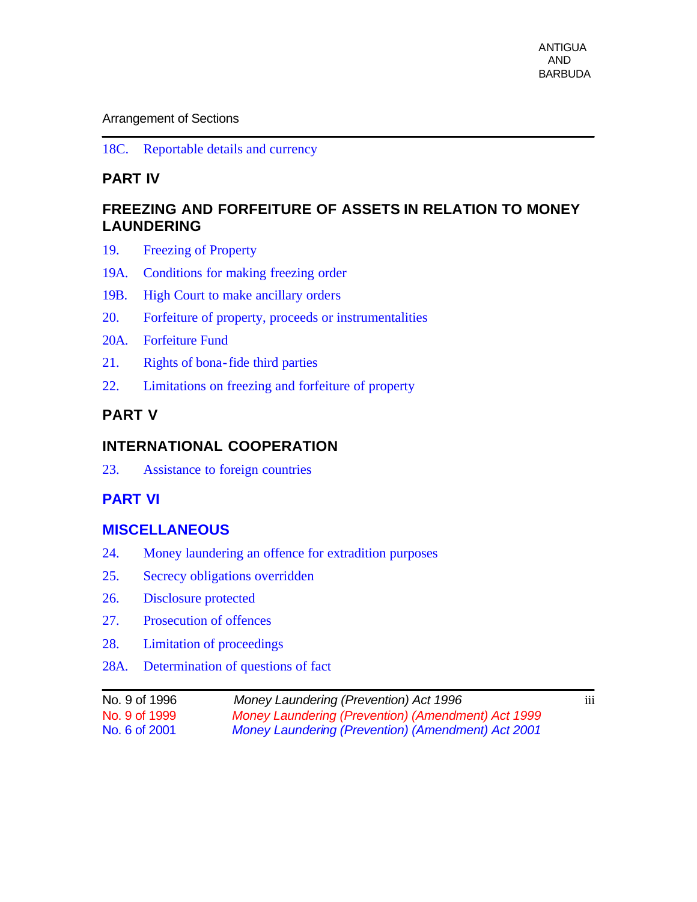18C. Reportable details and currency

## PART IV

## FREEZING AND FORFEITURE OF ASSETS IN RELATION TO MONEY LAUNDERING

19. Freezing of Property

19A. Conditions for making freezing order

19B. High Court to make ancillary orders

20. Forfeiture of property, proceeds or instrumentalities

20A. Forfeiture Fund

21. Rights of bona-fide third parties

22. Limitations on freezing and forfeiture of property

## PART V

## INTERNATIONAL COOPERATION

23. Assistance to foreign countries

## PART VI

## MISCELLANEOUS

24. Money laundering an offence for extradition purposes

25. Secrecy obligations overridden

26. Disclosure protected

27. Prosecution of offences

28. Limitation of proceedings

28A. Determination of questions of fact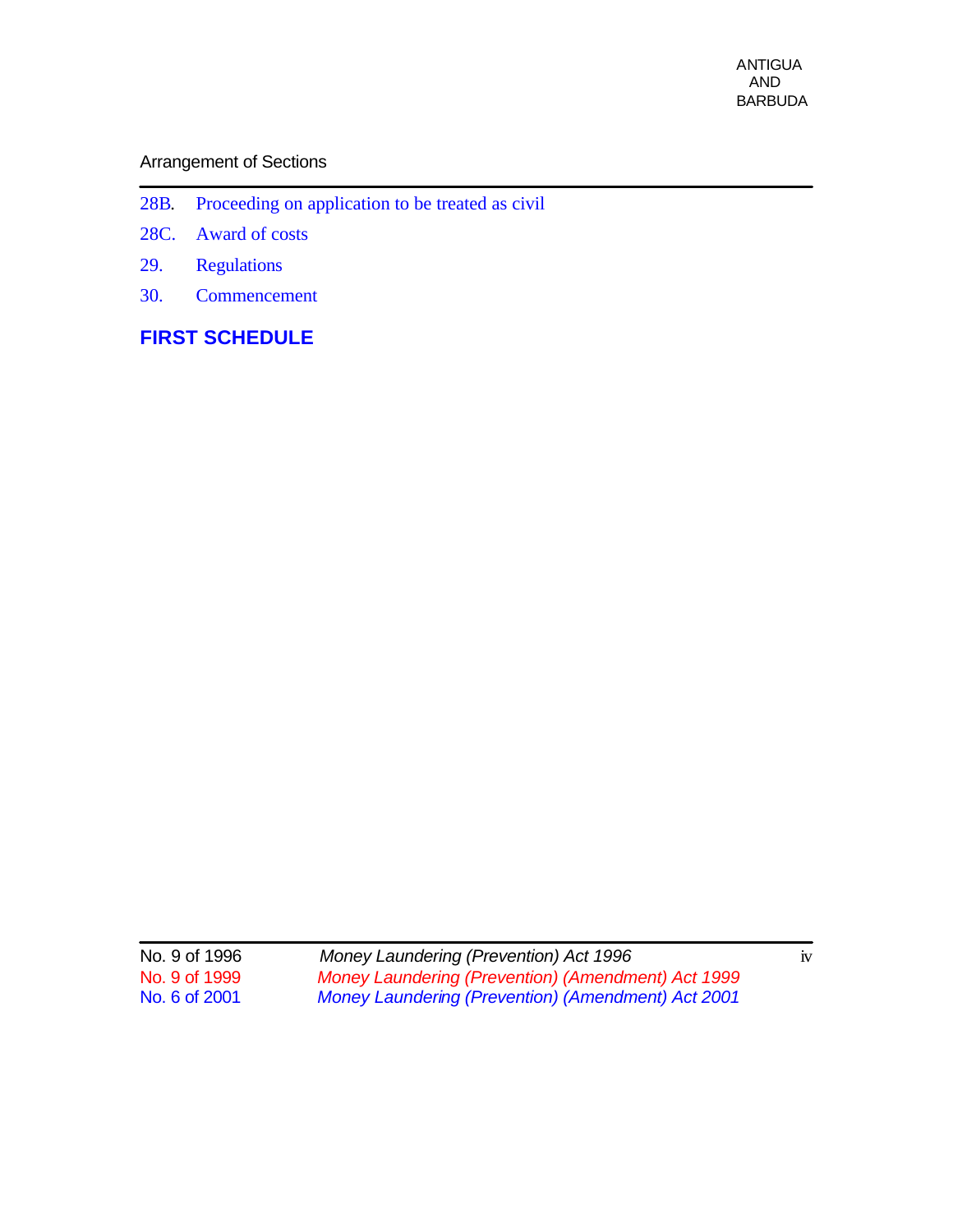28B. Proceeding on application to be treated as civil

28C. Award of costs

29. Regulations

30. Commencement

**FIRST SCHEDULE**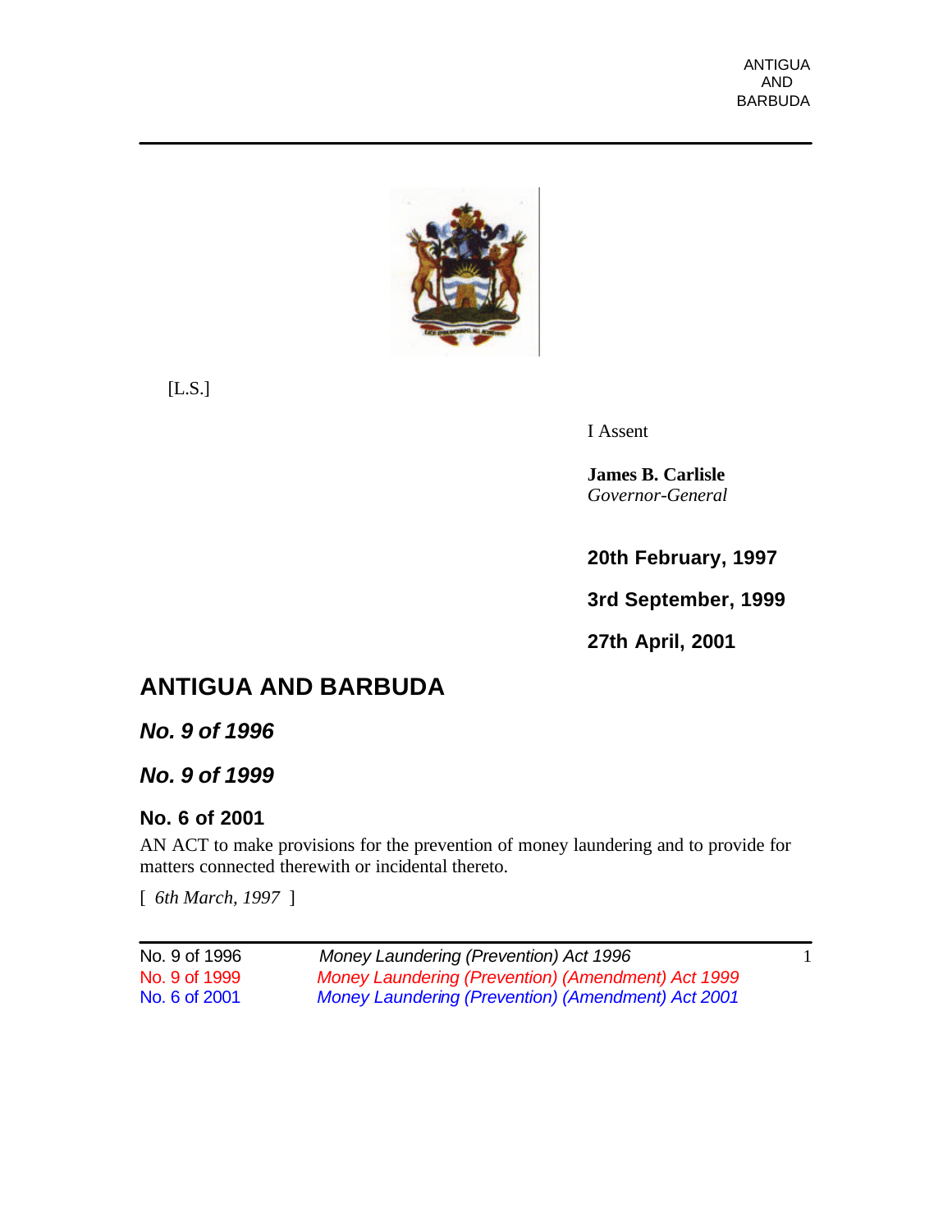[L.S.]

I Assent

**James B. Carlisle**
*Governor-General*

**20th February, 1997**

**3rd September, 1999**

**27th April, 2001**

# ANTIGUA AND BARBUDA

## *No. 9 of 1996*

## *No. 9 of 1999*

## No. 6 of 2001

AN ACT to make provisions for the prevention of money laundering and to provide for matters connected therewith or incidental thereto.

[ *6th March, 1997* ]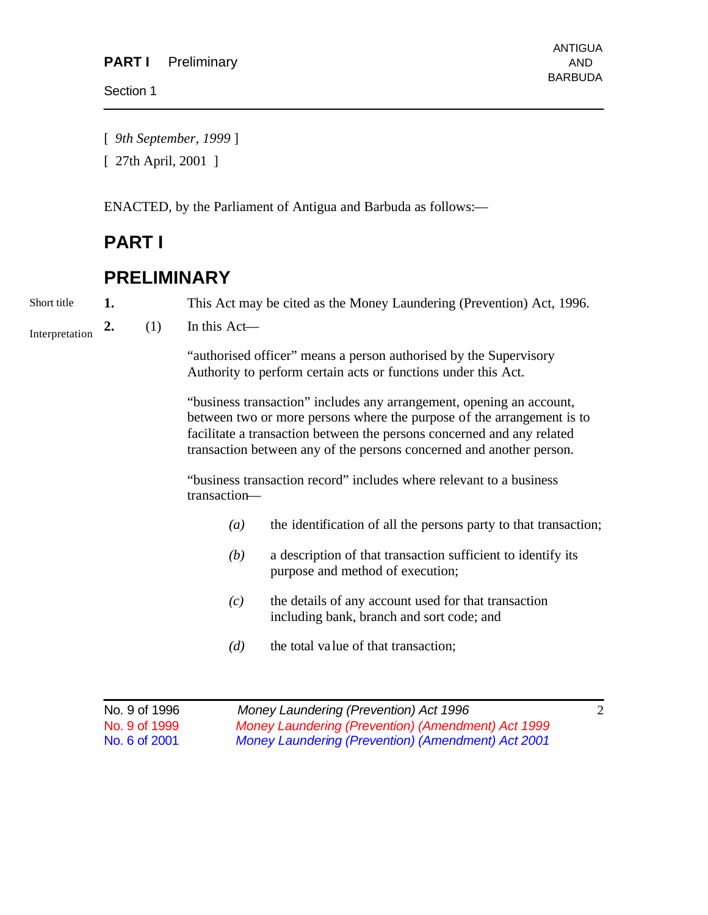[ *9th September, 1999* ]

[ 27th April, 2001 ]

ENACTED, by the Parliament of Antigua and Barbuda as follows:—

# PART I

# PRELIMINARY

Short title

**1.** This Act may be cited as the Money Laundering (Prevention) Act, 1996.

Interpretation

**2.** (1) In this Act—

"authorised officer" means a person authorised by the Supervisory Authority to perform certain acts or functions under this Act.

"business transaction" includes any arrangement, opening an account, between two or more persons where the purpose of the arrangement is to facilitate a transaction between the persons concerned and any related transaction between any of the persons concerned and another person.

"business transaction record" includes where relevant to a business transaction—

*(a)* the identification of all the persons party to that transaction;

*(b)* a description of that transaction sufficient to identify its purpose and method of execution;

*(c)* the details of any account used for that transaction including bank, branch and sort code; and

*(d)* the total value of that transaction;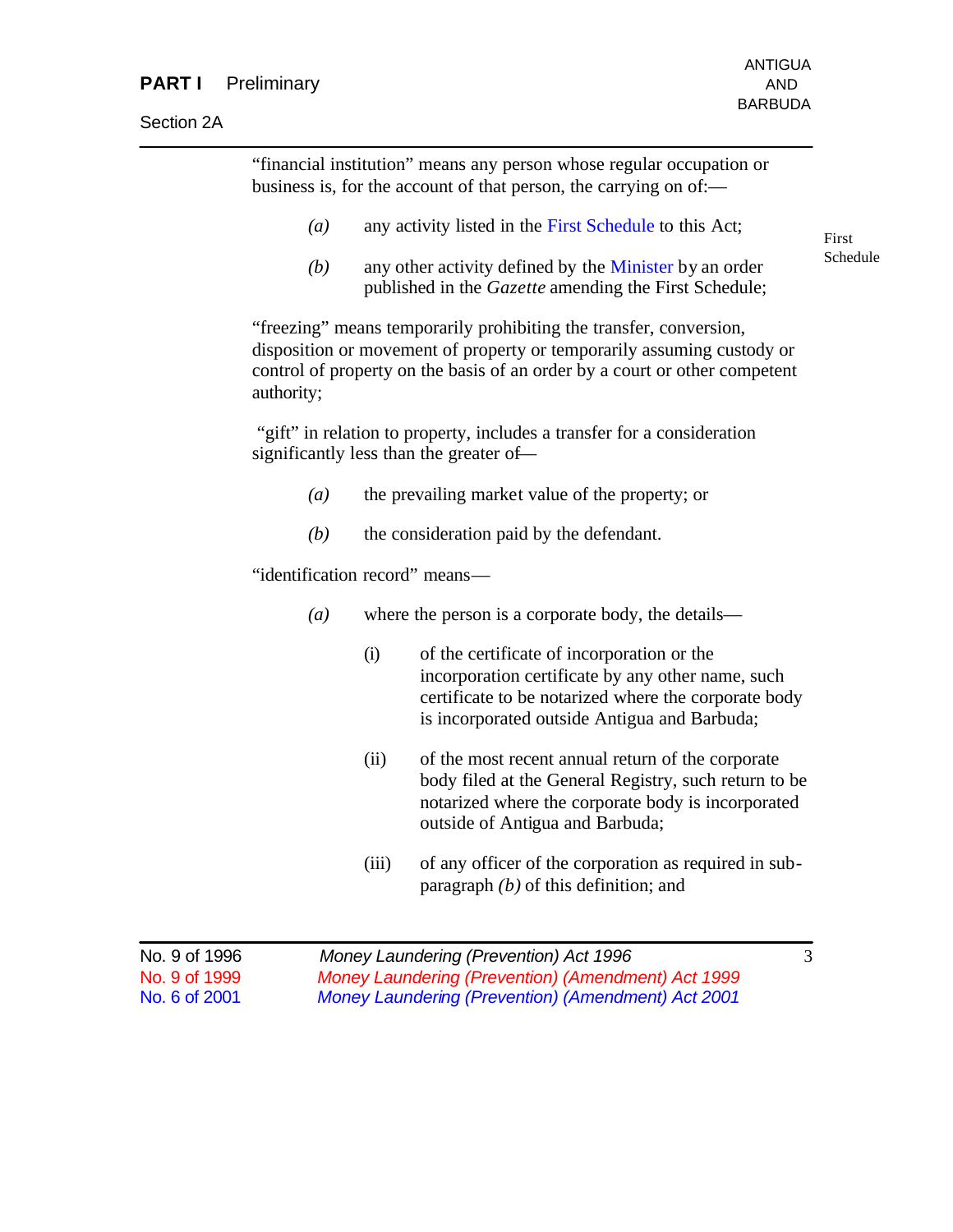"financial institution" means any person whose regular occupation or business is, for the account of that person, the carrying on of:—

*(a)* any activity listed in the First Schedule to this Act;

*(b)* any other activity defined by the Minister by an order published in the *Gazette* amending the First Schedule;

First Schedule

"freezing" means temporarily prohibiting the transfer, conversion, disposition or movement of property or temporarily assuming custody or control of property on the basis of an order by a court or other competent authority;

"gift" in relation to property, includes a transfer for a consideration significantly less than the greater of—

*(a)* the prevailing market value of the property; or

*(b)* the consideration paid by the defendant.

"identification record" means—

*(a)* where the person is a corporate body, the details—

(i) of the certificate of incorporation or the incorporation certificate by any other name, such certificate to be notarized where the corporate body is incorporated outside Antigua and Barbuda;

(ii) of the most recent annual return of the corporate body filed at the General Registry, such return to be notarized where the corporate body is incorporated outside of Antigua and Barbuda;

(iii) of any officer of the corporation as required in sub-paragraph *(b)* of this definition; and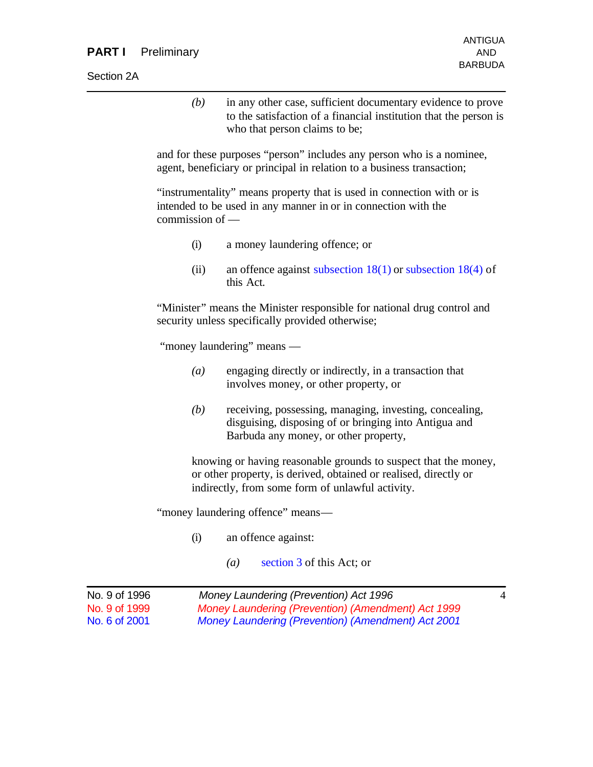(b) in any other case, sufficient documentary evidence to prove to the satisfaction of a financial institution that the person is who that person claims to be;

and for these purposes "person" includes any person who is a nominee, agent, beneficiary or principal in relation to a business transaction;

"instrumentality" means property that is used in connection with or is intended to be used in any manner in or in connection with the commission of —

(i) a money laundering offence; or

(ii) an offence against subsection 18(1) or subsection 18(4) of this Act.

"Minister" means the Minister responsible for national drug control and security unless specifically provided otherwise;

"money laundering" means —

(a) engaging directly or indirectly, in a transaction that involves money, or other property, or

(b) receiving, possessing, managing, investing, concealing, disguising, disposing of or bringing into Antigua and Barbuda any money, or other property,

knowing or having reasonable grounds to suspect that the money, or other property, is derived, obtained or realised, directly or indirectly, from some form of unlawful activity.

"money laundering offence" means—

(i) an offence against:

(a) section 3 of this Act; or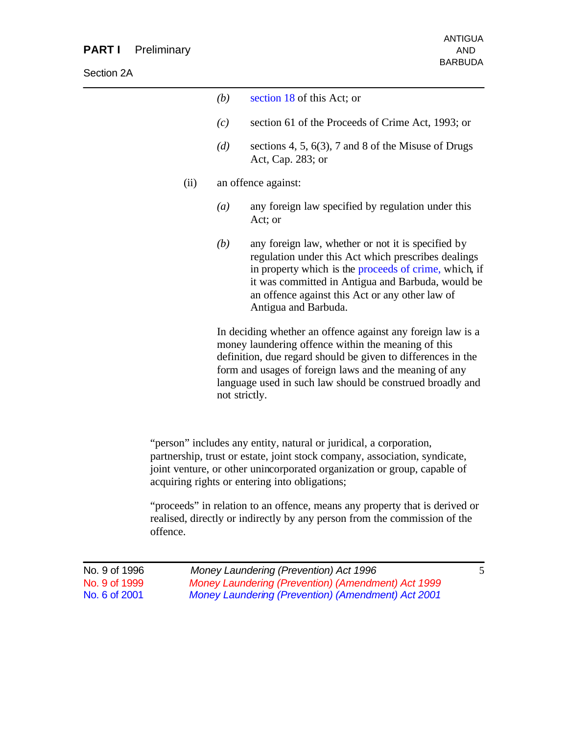(b) section 18 of this Act; or

(c) section 61 of the Proceeds of Crime Act, 1993; or

(d) sections 4, 5, 6(3), 7 and 8 of the Misuse of Drugs Act, Cap. 283; or

(ii) an offence against:

(a) any foreign law specified by regulation under this Act; or

(b) any foreign law, whether or not it is specified by regulation under this Act which prescribes dealings in property which is the proceeds of crime, which, if it was committed in Antigua and Barbuda, would be an offence against this Act or any other law of Antigua and Barbuda.

In deciding whether an offence against any foreign law is a money laundering offence within the meaning of this definition, due regard should be given to differences in the form and usages of foreign laws and the meaning of any language used in such law should be construed broadly and not strictly.

"person" includes any entity, natural or juridical, a corporation, partnership, trust or estate, joint stock company, association, syndicate, joint venture, or other unincorporated organization or group, capable of acquiring rights or entering into obligations;

"proceeds" in relation to an offence, means any property that is derived or realised, directly or indirectly by any person from the commission of the offence.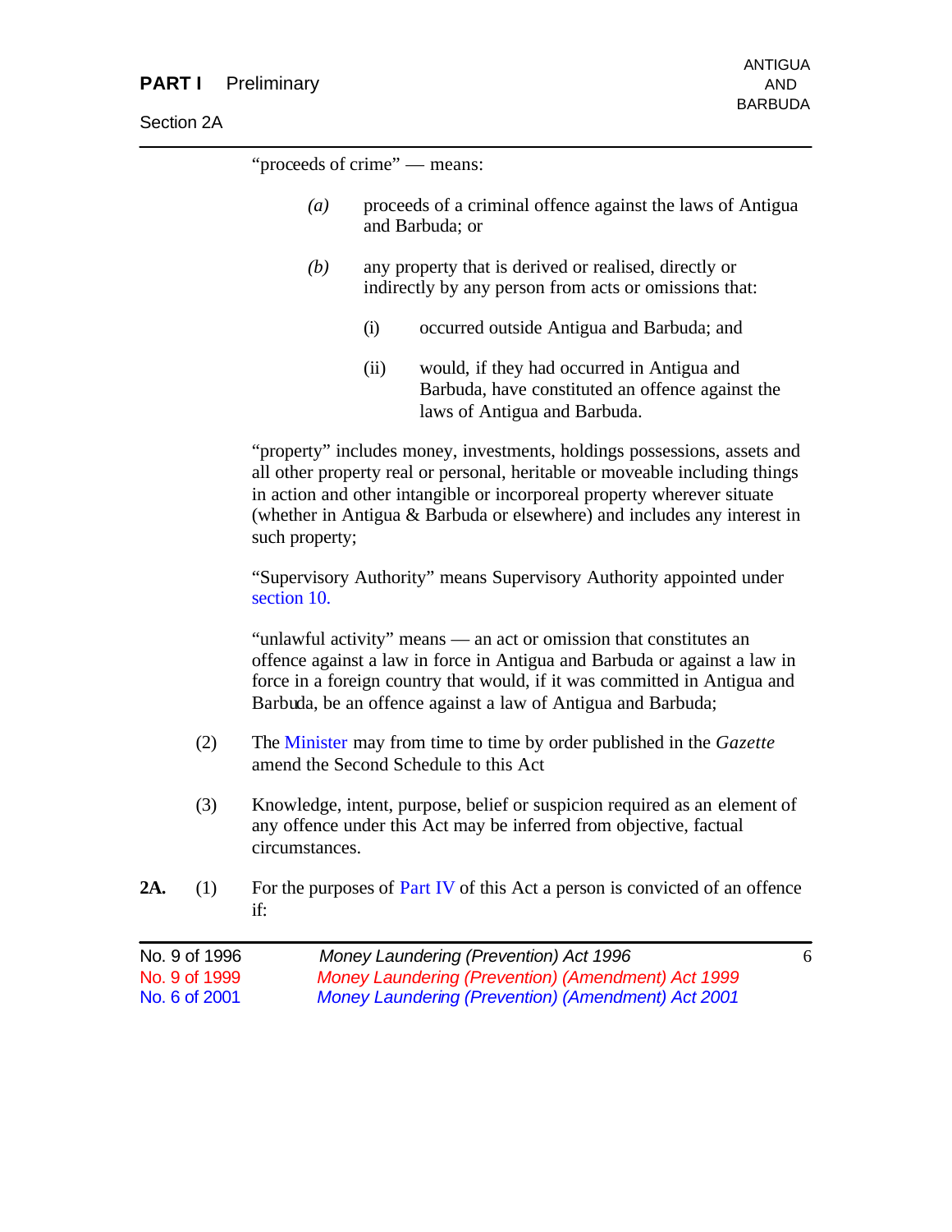"proceeds of crime" — means:

*(a)* proceeds of a criminal offence against the laws of Antigua and Barbuda; or

*(b)* any property that is derived or realised, directly or indirectly by any person from acts or omissions that:

(i) occurred outside Antigua and Barbuda; and

(ii) would, if they had occurred in Antigua and Barbuda, have constituted an offence against the laws of Antigua and Barbuda.

"property" includes money, investments, holdings possessions, assets and all other property real or personal, heritable or moveable including things in action and other intangible or incorporeal property wherever situate (whether in Antigua & Barbuda or elsewhere) and includes any interest in such property;

"Supervisory Authority" means Supervisory Authority appointed under section 10.

"unlawful activity" means — an act or omission that constitutes an offence against a law in force in Antigua and Barbuda or against a law in force in a foreign country that would, if it was committed in Antigua and Barbuda, be an offence against a law of Antigua and Barbuda;

(2) The Minister may from time to time by order published in the *Gazette* amend the Second Schedule to this Act

(3) Knowledge, intent, purpose, belief or suspicion required as an element of any offence under this Act may be inferred from objective, factual circumstances.

**2A.** (1) For the purposes of Part IV of this Act a person is convicted of an offence if: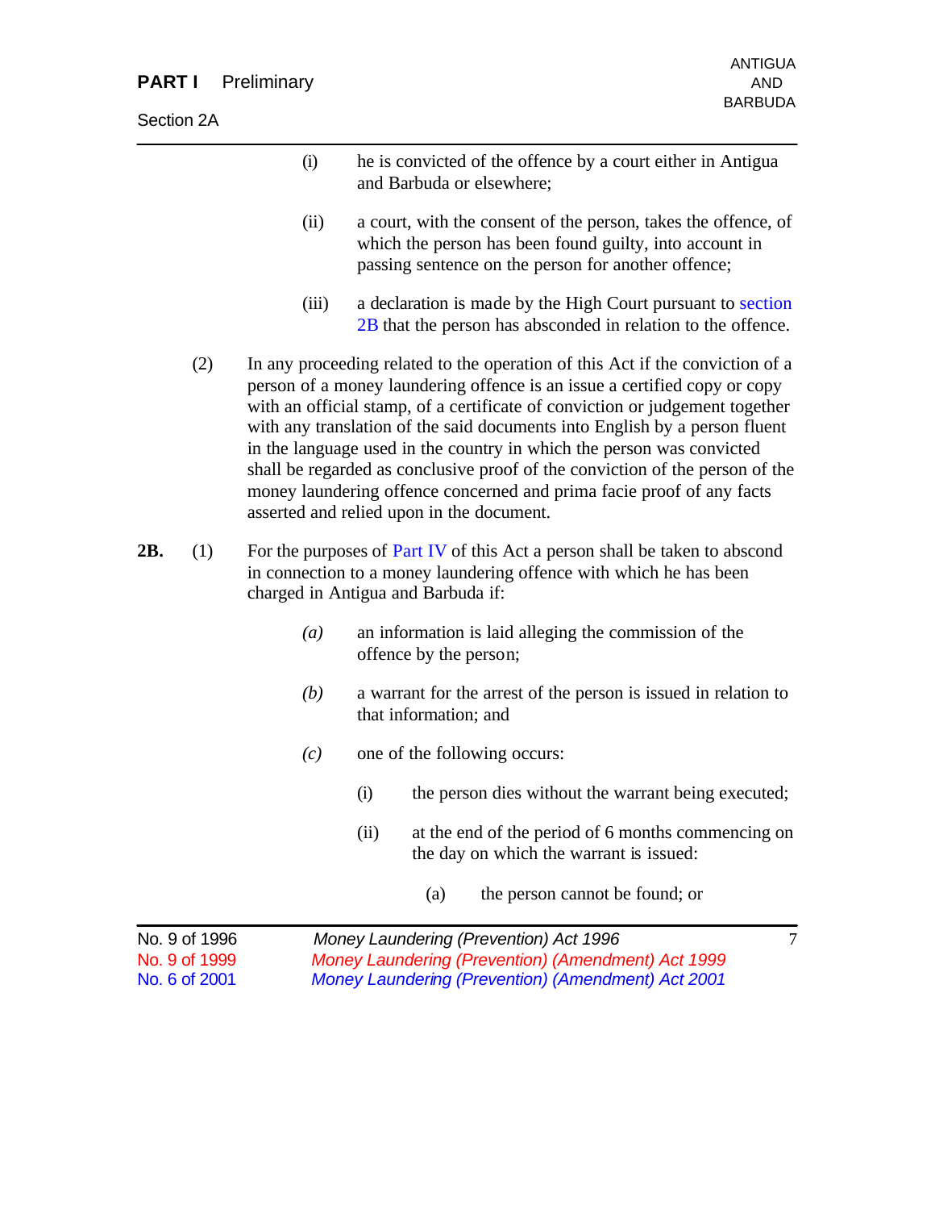(i) he is convicted of the offence by a court either in Antigua and Barbuda or elsewhere;

(ii) a court, with the consent of the person, takes the offence, of which the person has been found guilty, into account in passing sentence on the person for another offence;

(iii) a declaration is made by the High Court pursuant to section 2B that the person has absconded in relation to the offence.

(2) In any proceeding related to the operation of this Act if the conviction of a person of a money laundering offence is an issue a certified copy or copy with an official stamp, of a certificate of conviction or judgement together with any translation of the said documents into English by a person fluent in the language used in the country in which the person was convicted shall be regarded as conclusive proof of the conviction of the person of the money laundering offence concerned and prima facie proof of any facts asserted and relied upon in the document.

**2B.** (1) For the purposes of Part IV of this Act a person shall be taken to abscond in connection to a money laundering offence with which he has been charged in Antigua and Barbuda if:

*(a)* an information is laid alleging the commission of the offence by the person;

*(b)* a warrant for the arrest of the person is issued in relation to that information; and

*(c)* one of the following occurs:

(i) the person dies without the warrant being executed;

(ii) at the end of the period of 6 months commencing on the day on which the warrant is issued:

(a) the person cannot be found; or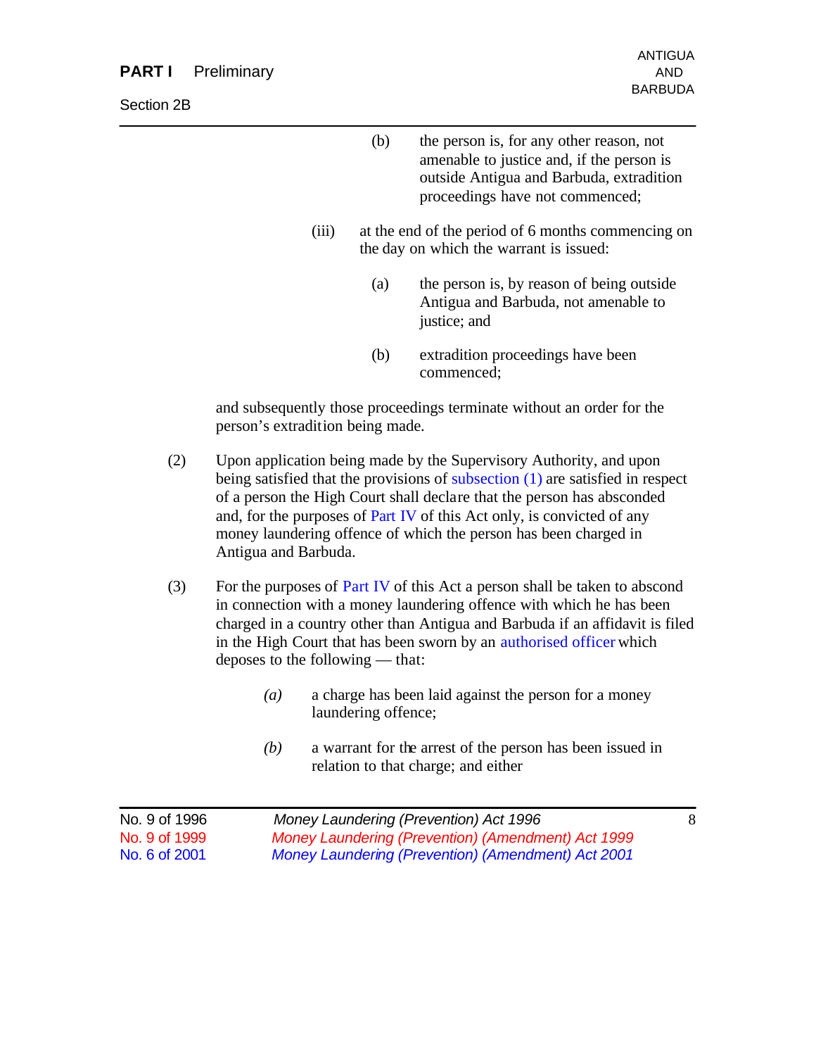(b) the person is, for any other reason, not amenable to justice and, if the person is outside Antigua and Barbuda, extradition proceedings have not commenced;

(iii) at the end of the period of 6 months commencing on the day on which the warrant is issued:

(a) the person is, by reason of being outside Antigua and Barbuda, not amenable to justice; and

(b) extradition proceedings have been commenced;

and subsequently those proceedings terminate without an order for the person's extradition being made.

(2) Upon application being made by the Supervisory Authority, and upon being satisfied that the provisions of subsection (1) are satisfied in respect of a person the High Court shall declare that the person has absconded and, for the purposes of Part IV of this Act only, is convicted of any money laundering offence of which the person has been charged in Antigua and Barbuda.

(3) For the purposes of Part IV of this Act a person shall be taken to abscond in connection with a money laundering offence with which he has been charged in a country other than Antigua and Barbuda if an affidavit is filed in the High Court that has been sworn by an authorised officer which deposes to the following — that:

*(a)* a charge has been laid against the person for a money laundering offence;

*(b)* a warrant for the arrest of the person has been issued in relation to that charge; and either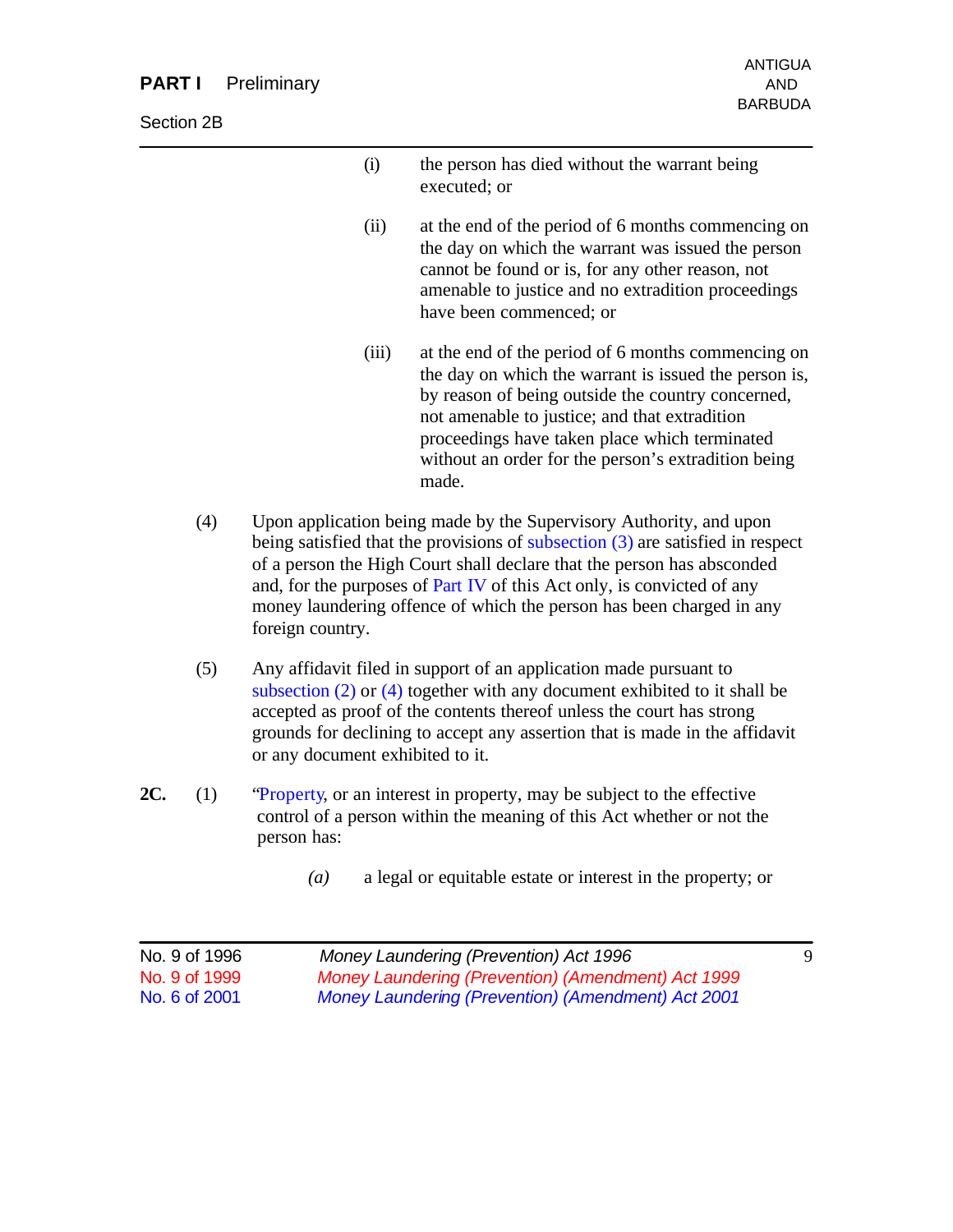(i) the person has died without the warrant being executed; or

(ii) at the end of the period of 6 months commencing on the day on which the warrant was issued the person cannot be found or is, for any other reason, not amenable to justice and no extradition proceedings have been commenced; or

(iii) at the end of the period of 6 months commencing on the day on which the warrant is issued the person is, by reason of being outside the country concerned, not amenable to justice; and that extradition proceedings have taken place which terminated without an order for the person's extradition being made.

(4) Upon application being made by the Supervisory Authority, and upon being satisfied that the provisions of subsection (3) are satisfied in respect of a person the High Court shall declare that the person has absconded and, for the purposes of Part IV of this Act only, is convicted of any money laundering offence of which the person has been charged in any foreign country.

(5) Any affidavit filed in support of an application made pursuant to subsection (2) or (4) together with any document exhibited to it shall be accepted as proof of the contents thereof unless the court has strong grounds for declining to accept any assertion that is made in the affidavit or any document exhibited to it.

**2C.** (1) "Property, or an interest in property, may be subject to the effective control of a person within the meaning of this Act whether or not the person has:

*(a)* a legal or equitable estate or interest in the property; or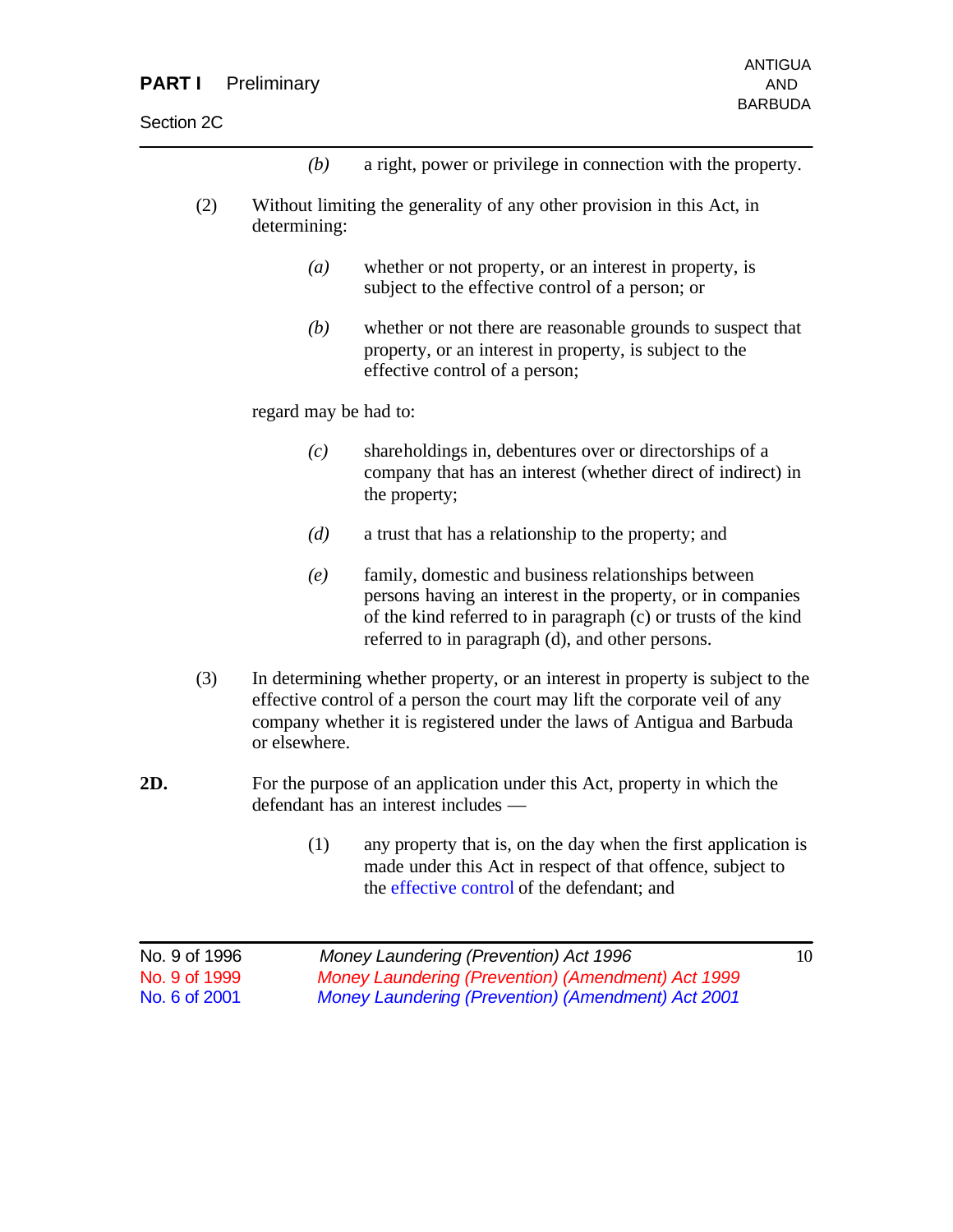(b) a right, power or privilege in connection with the property.

(2) Without limiting the generality of any other provision in this Act, in determining:

(a) whether or not property, or an interest in property, is subject to the effective control of a person; or

(b) whether or not there are reasonable grounds to suspect that property, or an interest in property, is subject to the effective control of a person;

regard may be had to:

(c) shareholdings in, debentures over or directorships of a company that has an interest (whether direct of indirect) in the property;

(d) a trust that has a relationship to the property; and

(e) family, domestic and business relationships between persons having an interest in the property, or in companies of the kind referred to in paragraph (c) or trusts of the kind referred to in paragraph (d), and other persons.

(3) In determining whether property, or an interest in property is subject to the effective control of a person the court may lift the corporate veil of any company whether it is registered under the laws of Antigua and Barbuda or elsewhere.

**2D.** For the purpose of an application under this Act, property in which the defendant has an interest includes —

(1) any property that is, on the day when the first application is made under this Act in respect of that offence, subject to the effective control of the defendant; and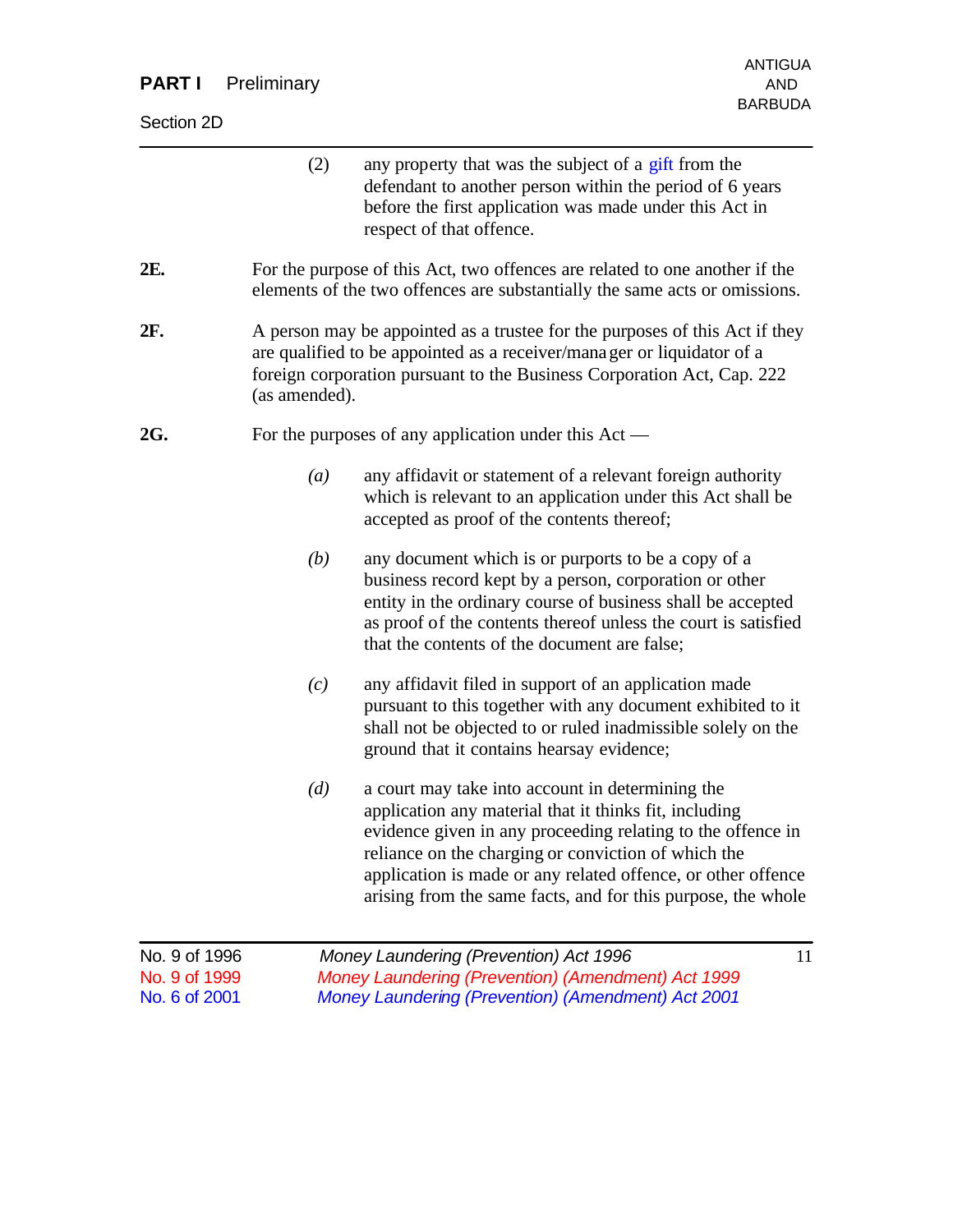(2) any property that was the subject of a gift from the defendant to another person within the period of 6 years before the first application was made under this Act in respect of that offence.

**2E.** For the purpose of this Act, two offences are related to one another if the elements of the two offences are substantially the same acts or omissions.

**2F.** A person may be appointed as a trustee for the purposes of this Act if they are qualified to be appointed as a receiver/manager or liquidator of a foreign corporation pursuant to the Business Corporation Act, Cap. 222 (as amended).

**2G.** For the purposes of any application under this Act —

*(a)* any affidavit or statement of a relevant foreign authority which is relevant to an application under this Act shall be accepted as proof of the contents thereof;

*(b)* any document which is or purports to be a copy of a business record kept by a person, corporation or other entity in the ordinary course of business shall be accepted as proof of the contents thereof unless the court is satisfied that the contents of the document are false;

*(c)* any affidavit filed in support of an application made pursuant to this together with any document exhibited to it shall not be objected to or ruled inadmissible solely on the ground that it contains hearsay evidence;

*(d)* a court may take into account in determining the application any material that it thinks fit, including evidence given in any proceeding relating to the offence in reliance on the charging or conviction of which the application is made or any related offence, or other offence arising from the same facts, and for this purpose, the whole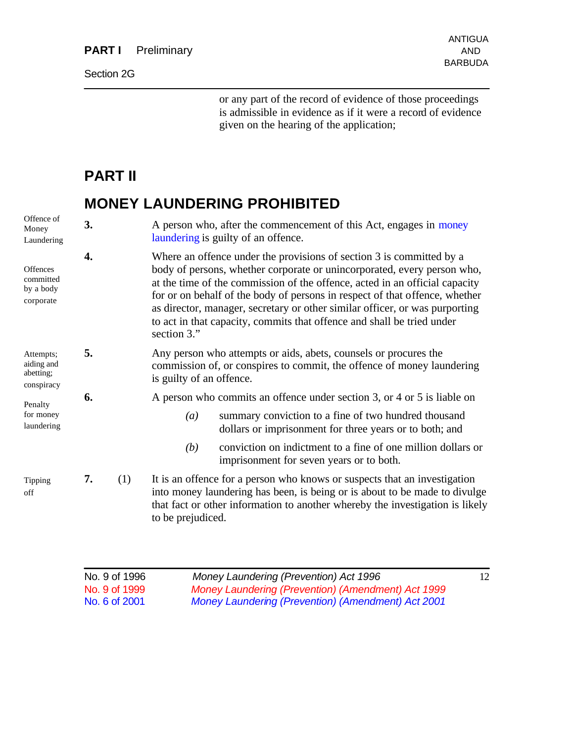or any part of the record of evidence of those proceedings is admissible in evidence as if it were a record of evidence given on the hearing of the application;

## PART II

## MONEY LAUNDERING PROHIBITED

*Offence of Money Laundering*

**3.** A person who, after the commencement of this Act, engages in money laundering is guilty of an offence.

*Offences committed by a body corporate*

**4.** Where an offence under the provisions of section 3 is committed by a body of persons, whether corporate or unincorporated, every person who, at the time of the commission of the offence, acted in an official capacity for or on behalf of the body of persons in respect of that offence, whether as director, manager, secretary or other similar officer, or was purporting to act in that capacity, commits that offence and shall be tried under section 3."

*Attempts; aiding and abetting; conspiracy*

**5.** Any person who attempts or aids, abets, counsels or procures the commission of, or conspires to commit, the offence of money laundering is guilty of an offence.

*Penalty for money laundering*

**6.** A person who commits an offence under section 3, or 4 or 5 is liable on

*(a)* summary conviction to a fine of two hundred thousand dollars or imprisonment for three years or to both; and

*(b)* conviction on indictment to a fine of one million dollars or imprisonment for seven years or to both.

*Tipping off*

**7.** (1) It is an offence for a person who knows or suspects that an investigation into money laundering has been, is being or is about to be made to divulge that fact or other information to another whereby the investigation is likely to be prejudiced.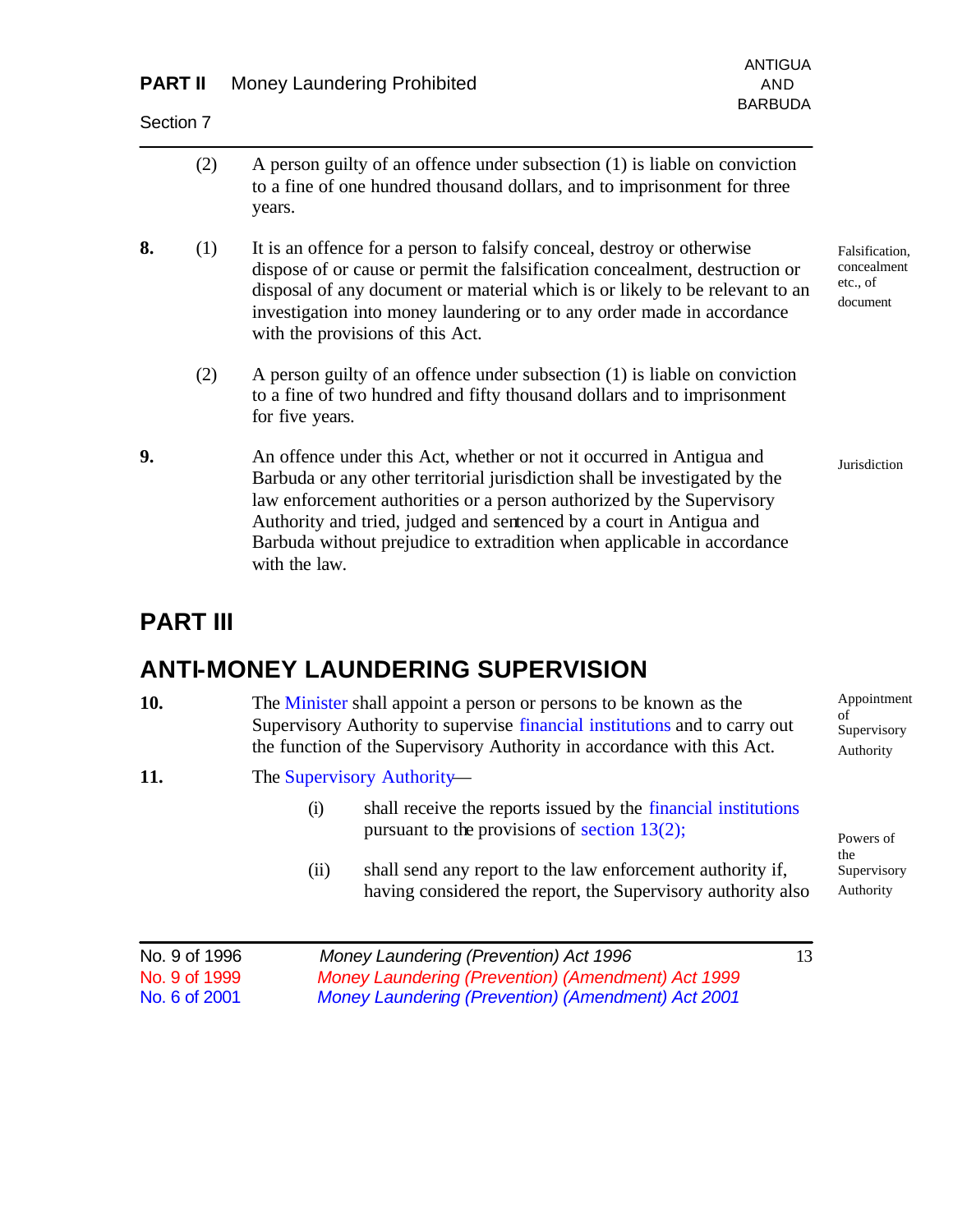(2) A person guilty of an offence under subsection (1) is liable on conviction to a fine of one hundred thousand dollars, and to imprisonment for three years.

**8.** (1) It is an offence for a person to falsify conceal, destroy or otherwise dispose of or cause or permit the falsification concealment, destruction or disposal of any document or material which is or likely to be relevant to an investigation into money laundering or to any order made in accordance with the provisions of this Act.

*Falsification, concealment etc., of document*

(2) A person guilty of an offence under subsection (1) is liable on conviction to a fine of two hundred and fifty thousand dollars and to imprisonment for five years.

**9.** An offence under this Act, whether or not it occurred in Antigua and Barbuda or any other territorial jurisdiction shall be investigated by the law enforcement authorities or a person authorized by the Supervisory Authority and tried, judged and sentenced by a court in Antigua and Barbuda without prejudice to extradition when applicable in accordance with the law.

*Jurisdiction*

# PART III

# ANTI-MONEY LAUNDERING SUPERVISION

**10.** The Minister shall appoint a person or persons to be known as the Supervisory Authority to supervise financial institutions and to carry out the function of the Supervisory Authority in accordance with this Act.

*Appointment of Supervisory Authority*

**11.** The Supervisory Authority—

*Powers of the Supervisory Authority*

(i) shall receive the reports issued by the financial institutions pursuant to the provisions of section 13(2);

(ii) shall send any report to the law enforcement authority if, having considered the report, the Supervisory authority also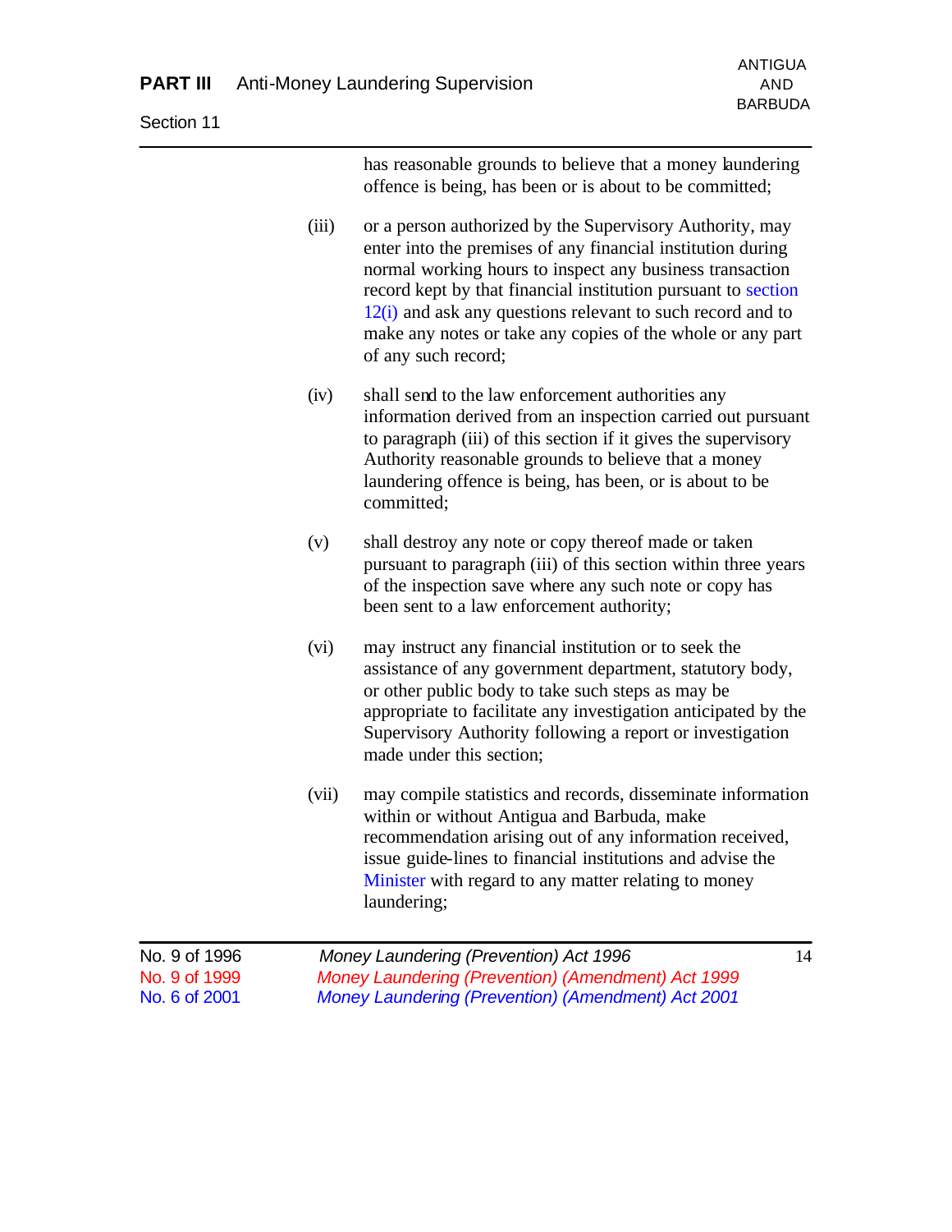has reasonable grounds to believe that a money laundering offence is being, has been or is about to be committed;

(iii) or a person authorized by the Supervisory Authority, may enter into the premises of any financial institution during normal working hours to inspect any business transaction record kept by that financial institution pursuant to section 12(i) and ask any questions relevant to such record and to make any notes or take any copies of the whole or any part of any such record;

(iv) shall send to the law enforcement authorities any information derived from an inspection carried out pursuant to paragraph (iii) of this section if it gives the supervisory Authority reasonable grounds to believe that a money laundering offence is being, has been, or is about to be committed;

(v) shall destroy any note or copy thereof made or taken pursuant to paragraph (iii) of this section within three years of the inspection save where any such note or copy has been sent to a law enforcement authority;

(vi) may instruct any financial institution or to seek the assistance of any government department, statutory body, or other public body to take such steps as may be appropriate to facilitate any investigation anticipated by the Supervisory Authority following a report or investigation made under this section;

(vii) may compile statistics and records, disseminate information within or without Antigua and Barbuda, make recommendation arising out of any information received, issue guide-lines to financial institutions and advise the Minister with regard to any matter relating to money laundering;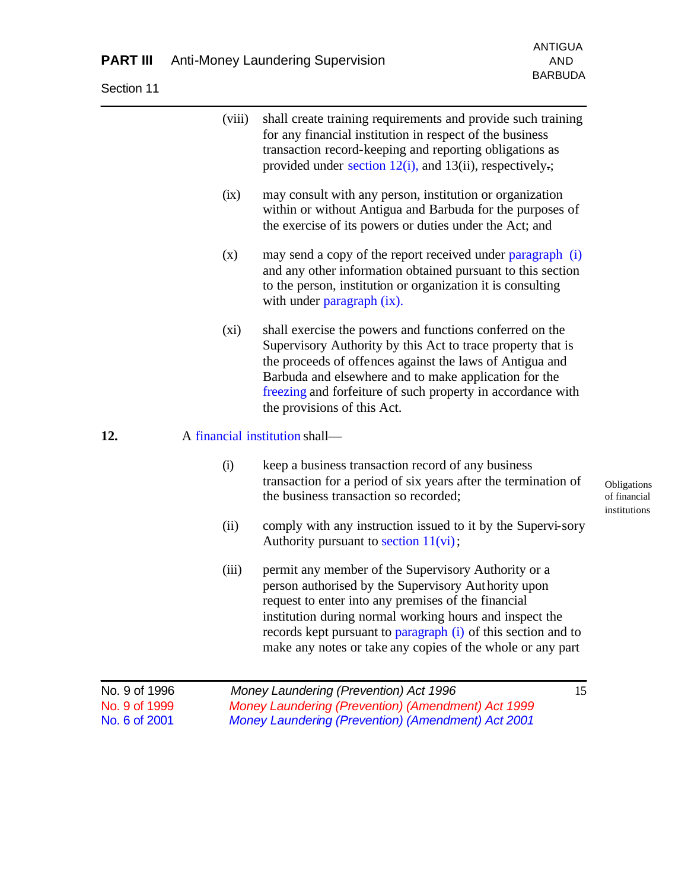(viii) shall create training requirements and provide such training for any financial institution in respect of the business transaction record-keeping and reporting obligations as provided under section 12(i), and 13(ii), respectively.;

(ix) may consult with any person, institution or organization within or without Antigua and Barbuda for the purposes of the exercise of its powers or duties under the Act; and

(x) may send a copy of the report received under paragraph (i) and any other information obtained pursuant to this section to the person, institution or organization it is consulting with under paragraph (ix).

(xi) shall exercise the powers and functions conferred on the Supervisory Authority by this Act to trace property that is the proceeds of offences against the laws of Antigua and Barbuda and elsewhere and to make application for the freezing and forfeiture of such property in accordance with the provisions of this Act.

*Obligations of financial institutions*

**12.** A financial institution shall—

(i) keep a business transaction record of any business transaction for a period of six years after the termination of the business transaction so recorded;

(ii) comply with any instruction issued to it by the Supervi-sory Authority pursuant to section 11(vi);

(iii) permit any member of the Supervisory Authority or a person authorised by the Supervisory Authority upon request to enter into any premises of the financial institution during normal working hours and inspect the records kept pursuant to paragraph (i) of this section and to make any notes or take any copies of the whole or any part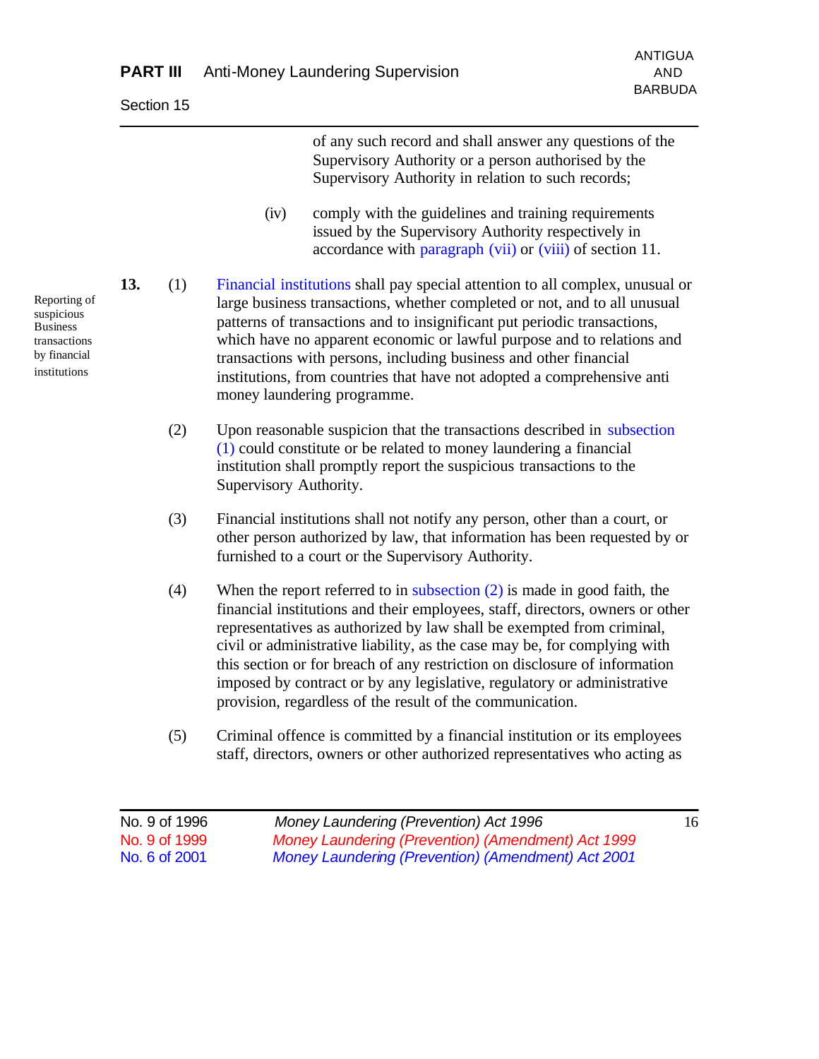of any such record and shall answer any questions of the Supervisory Authority or a person authorised by the Supervisory Authority in relation to such records;

(iv) comply with the guidelines and training requirements issued by the Supervisory Authority respectively in accordance with paragraph (vii) or (viii) of section 11.

Reporting of suspicious Business transactions by financial institutions

**13.** (1) Financial institutions shall pay special attention to all complex, unusual or large business transactions, whether completed or not, and to all unusual patterns of transactions and to insignificant put periodic transactions, which have no apparent economic or lawful purpose and to relations and transactions with persons, including business and other financial institutions, from countries that have not adopted a comprehensive anti money laundering programme.

(2) Upon reasonable suspicion that the transactions described in subsection (1) could constitute or be related to money laundering a financial institution shall promptly report the suspicious transactions to the Supervisory Authority.

(3) Financial institutions shall not notify any person, other than a court, or other person authorized by law, that information has been requested by or furnished to a court or the Supervisory Authority.

(4) When the report referred to in subsection (2) is made in good faith, the financial institutions and their employees, staff, directors, owners or other representatives as authorized by law shall be exempted from criminal, civil or administrative liability, as the case may be, for complying with this section or for breach of any restriction on disclosure of information imposed by contract or by any legislative, regulatory or administrative provision, regardless of the result of the communication.

(5) Criminal offence is committed by a financial institution or its employees staff, directors, owners or other authorized representatives who acting as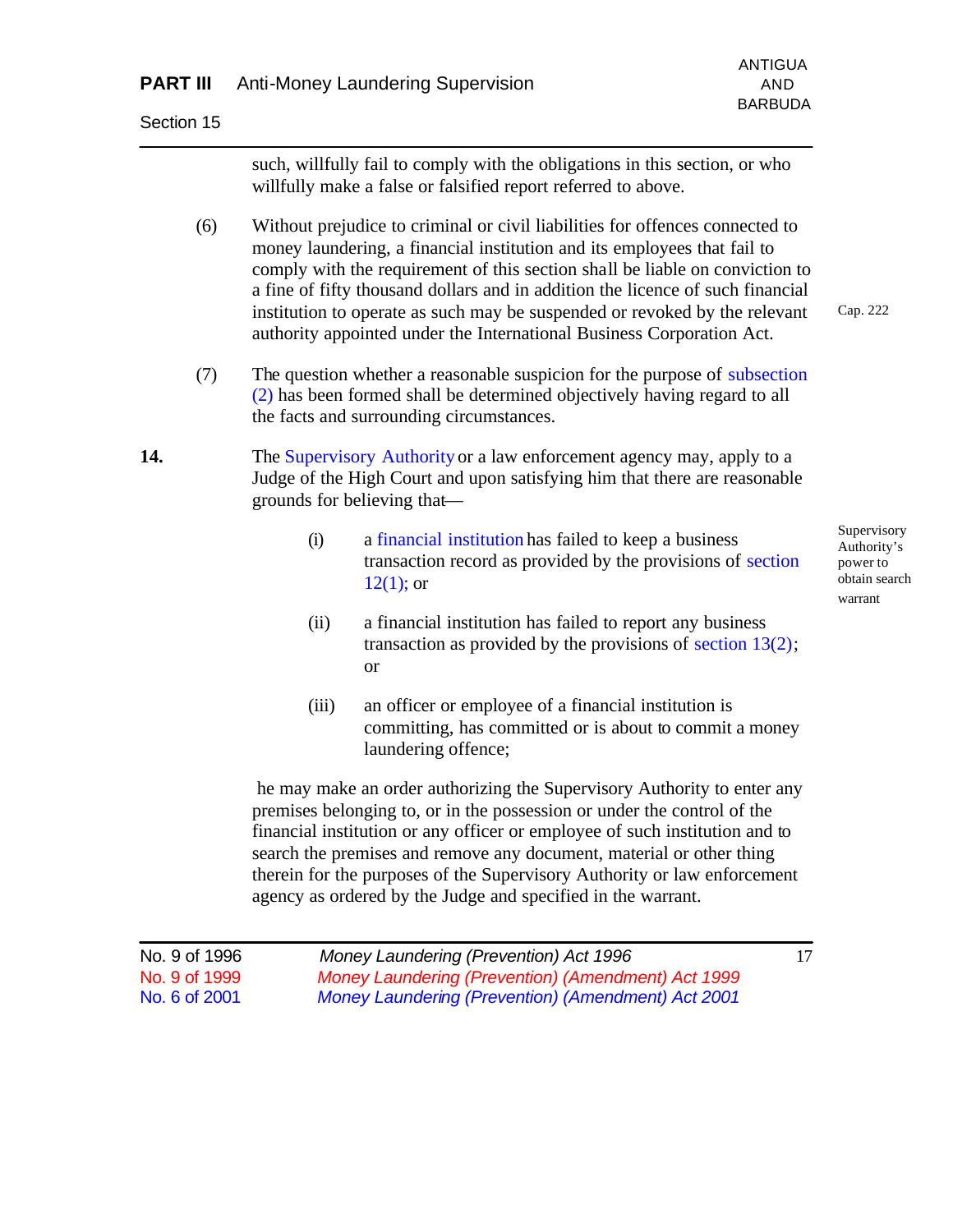such, willfully fail to comply with the obligations in this section, or who willfully make a false or falsified report referred to above.

(6) Without prejudice to criminal or civil liabilities for offences connected to money laundering, a financial institution and its employees that fail to comply with the requirement of this section shall be liable on conviction to a fine of fifty thousand dollars and in addition the licence of such financial institution to operate as such may be suspended or revoked by the relevant authority appointed under the International Business Corporation Act.

Cap. 222

(7) The question whether a reasonable suspicion for the purpose of subsection (2) has been formed shall be determined objectively having regard to all the facts and surrounding circumstances.

**14.** The Supervisory Authority or a law enforcement agency may, apply to a Judge of the High Court and upon satisfying him that there are reasonable grounds for believing that—

Supervisory Authority's power to obtain search warrant

(i) a financial institution has failed to keep a business transaction record as provided by the provisions of section 12(1); or

(ii) a financial institution has failed to report any business transaction as provided by the provisions of section 13(2); or

(iii) an officer or employee of a financial institution is committing, has committed or is about to commit a money laundering offence;

he may make an order authorizing the Supervisory Authority to enter any premises belonging to, or in the possession or under the control of the financial institution or any officer or employee of such institution and to search the premises and remove any document, material or other thing therein for the purposes of the Supervisory Authority or law enforcement agency as ordered by the Judge and specified in the warrant.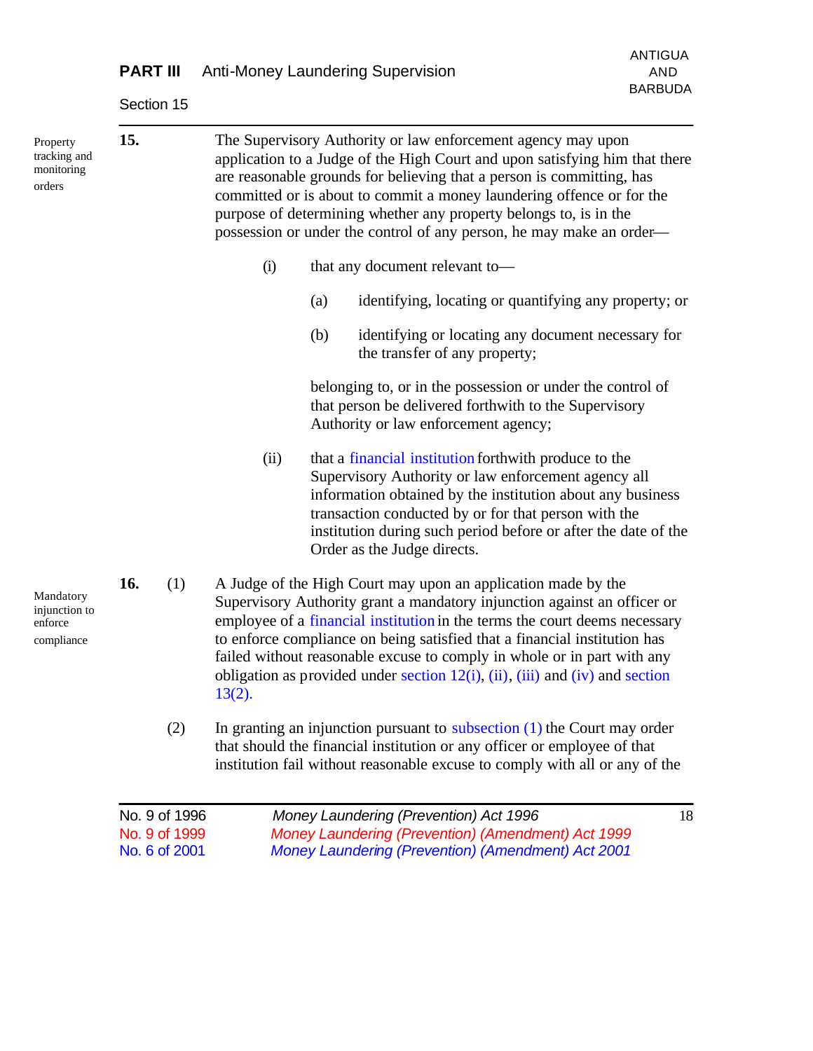**15.** **Property tracking and monitoring orders**

The Supervisory Authority or law enforcement agency may upon application to a Judge of the High Court and upon satisfying him that there are reasonable grounds for believing that a person is committing, has committed or is about to commit a money laundering offence or for the purpose of determining whether any property belongs to, is in the possession or under the control of any person, he may make an order—

(i) that any document relevant to—

(a) identifying, locating or quantifying any property; or

(b) identifying or locating any document necessary for the transfer of any property;

belonging to, or in the possession or under the control of that person be delivered forthwith to the Supervisory Authority or law enforcement agency;

(ii) that a financial institution forthwith produce to the Supervisory Authority or law enforcement agency all information obtained by the institution about any business transaction conducted by or for that person with the institution during such period before or after the date of the Order as the Judge directs.

**16.** **Mandatory injunction to enforce compliance**

(1) A Judge of the High Court may upon an application made by the Supervisory Authority grant a mandatory injunction against an officer or employee of a financial institution in the terms the court deems necessary to enforce compliance on being satisfied that a financial institution has failed without reasonable excuse to comply in whole or in part with any obligation as provided under section 12(i), (ii), (iii) and (iv) and section 13(2).

(2) In granting an injunction pursuant to subsection (1) the Court may order that should the financial institution or any officer or employee of that institution fail without reasonable excuse to comply with all or any of the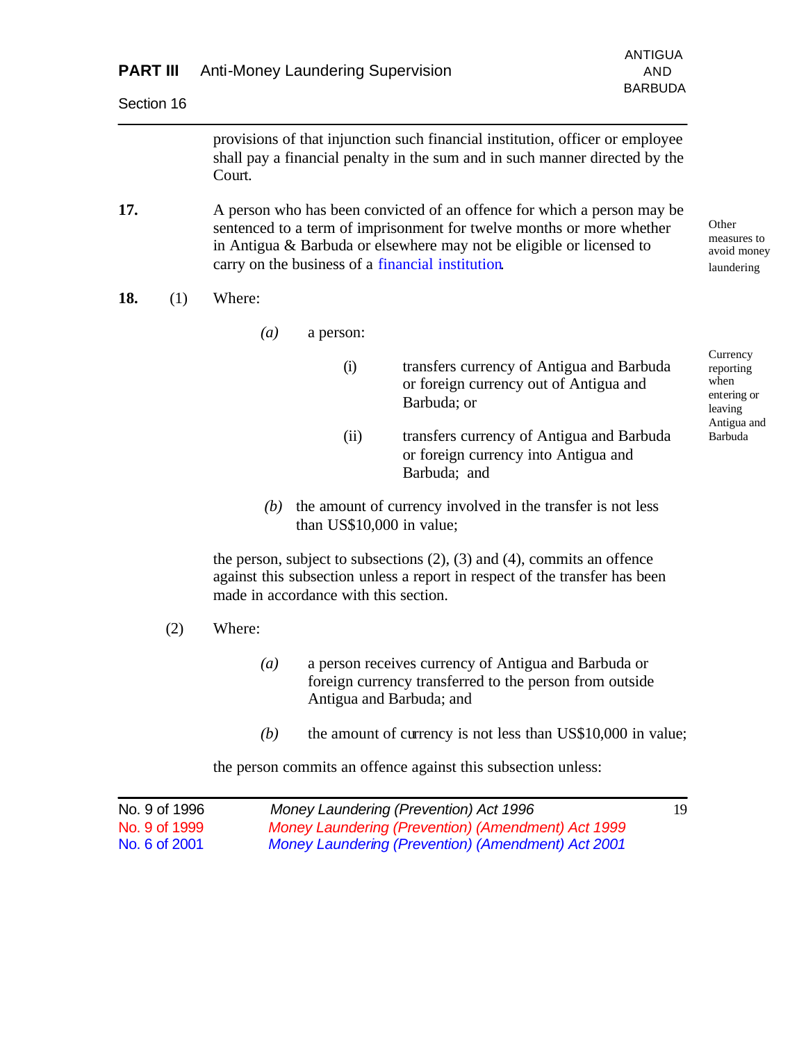provisions of that injunction such financial institution, officer or employee shall pay a financial penalty in the sum and in such manner directed by the Court.

**17.** A person who has been convicted of an offence for which a person may be sentenced to a term of imprisonment for twelve months or more whether in Antigua & Barbuda or elsewhere may not be eligible or licensed to carry on the business of a financial institution.

*Other measures to avoid money laundering*

**18.** (1) Where:

*(a)* a person:

(i) transfers currency of Antigua and Barbuda or foreign currency out of Antigua and Barbuda; or

(ii) transfers currency of Antigua and Barbuda or foreign currency into Antigua and Barbuda; and

*(b)* the amount of currency involved in the transfer is not less than US$10,000 in value;

the person, subject to subsections (2), (3) and (4), commits an offence against this subsection unless a report in respect of the transfer has been made in accordance with this section.

*Currency reporting when entering or leaving Antigua and Barbuda*

(2) Where:

*(a)* a person receives currency of Antigua and Barbuda or foreign currency transferred to the person from outside Antigua and Barbuda; and

*(b)* the amount of currency is not less than US$10,000 in value;

the person commits an offence against this subsection unless: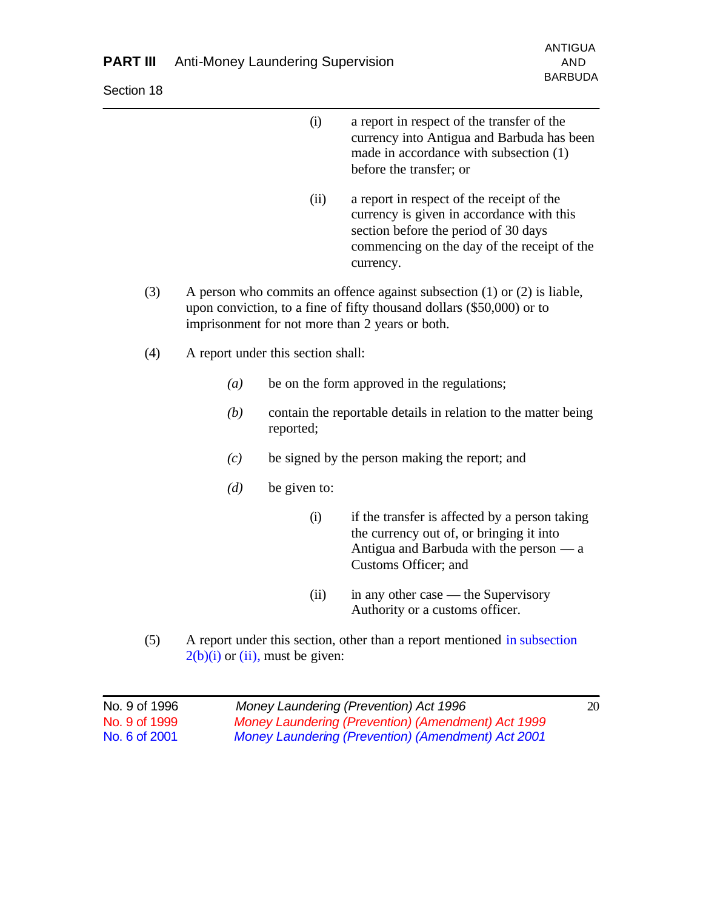(i) a report in respect of the transfer of the currency into Antigua and Barbuda has been made in accordance with subsection (1) before the transfer; or

(ii) a report in respect of the receipt of the currency is given in accordance with this section before the period of 30 days commencing on the day of the receipt of the currency.

(3) A person who commits an offence against subsection (1) or (2) is liable, upon conviction, to a fine of fifty thousand dollars ($50,000) or to imprisonment for not more than 2 years or both.

(4) A report under this section shall:

*(a)* be on the form approved in the regulations;

*(b)* contain the reportable details in relation to the matter being reported;

*(c)* be signed by the person making the report; and

*(d)* be given to:

(i) if the transfer is affected by a person taking the currency out of, or bringing it into Antigua and Barbuda with the person — a Customs Officer; and

(ii) in any other case — the Supervisory Authority or a customs officer.

(5) A report under this section, other than a report mentioned in subsection 2(b)(i) or (ii), must be given: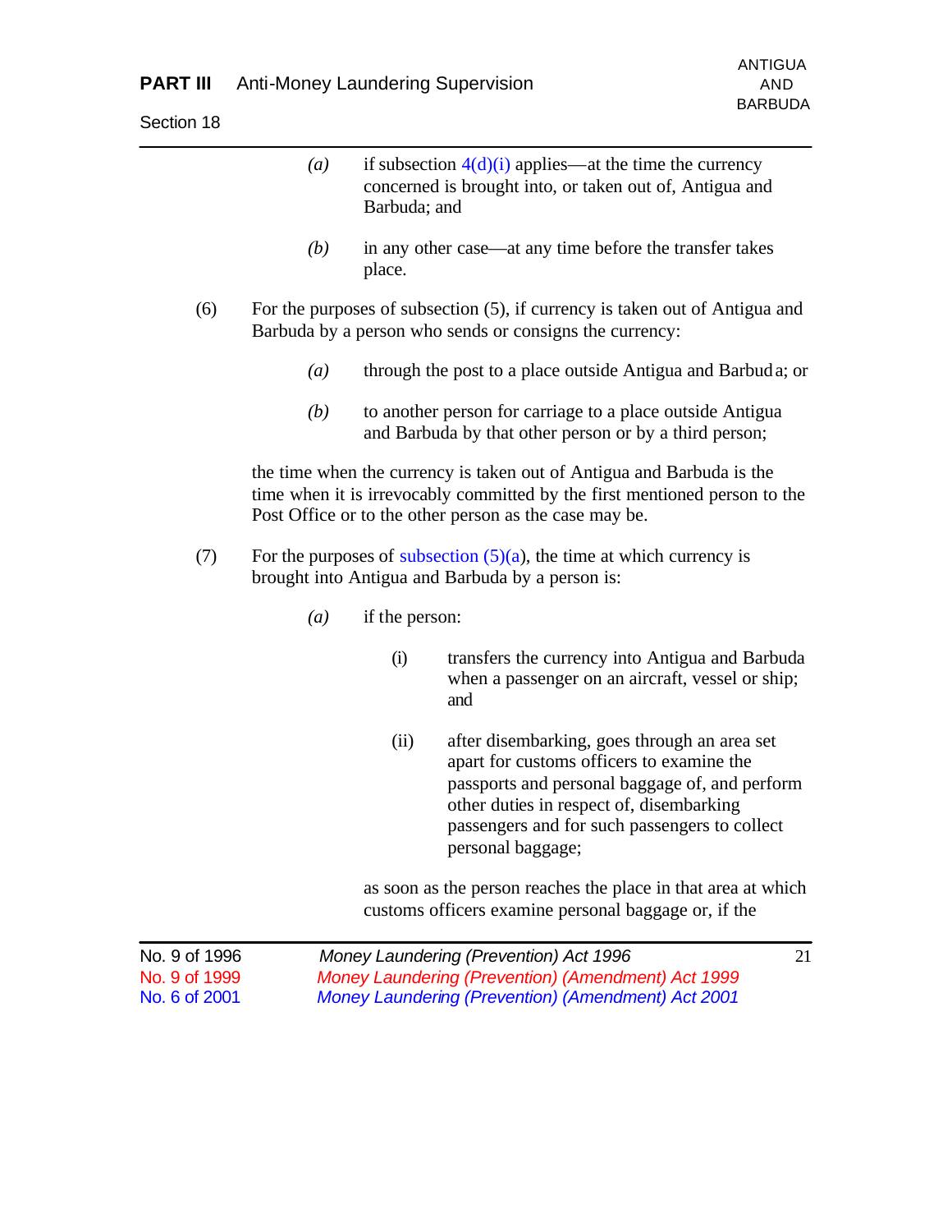(a) if subsection 4(d)(i) applies—at the time the currency concerned is brought into, or taken out of, Antigua and Barbuda; and

(b) in any other case—at any time before the transfer takes place.

(6) For the purposes of subsection (5), if currency is taken out of Antigua and Barbuda by a person who sends or consigns the currency:

(a) through the post to a place outside Antigua and Barbuda; or

(b) to another person for carriage to a place outside Antigua and Barbuda by that other person or by a third person;

the time when the currency is taken out of Antigua and Barbuda is the time when it is irrevocably committed by the first mentioned person to the Post Office or to the other person as the case may be.

(7) For the purposes of subsection (5)(a), the time at which currency is brought into Antigua and Barbuda by a person is:

(a) if the person:

(i) transfers the currency into Antigua and Barbuda when a passenger on an aircraft, vessel or ship; and

(ii) after disembarking, goes through an area set apart for customs officers to examine the passports and personal baggage of, and perform other duties in respect of, disembarking passengers and for such passengers to collect personal baggage;

as soon as the person reaches the place in that area at which customs officers examine personal baggage or, if the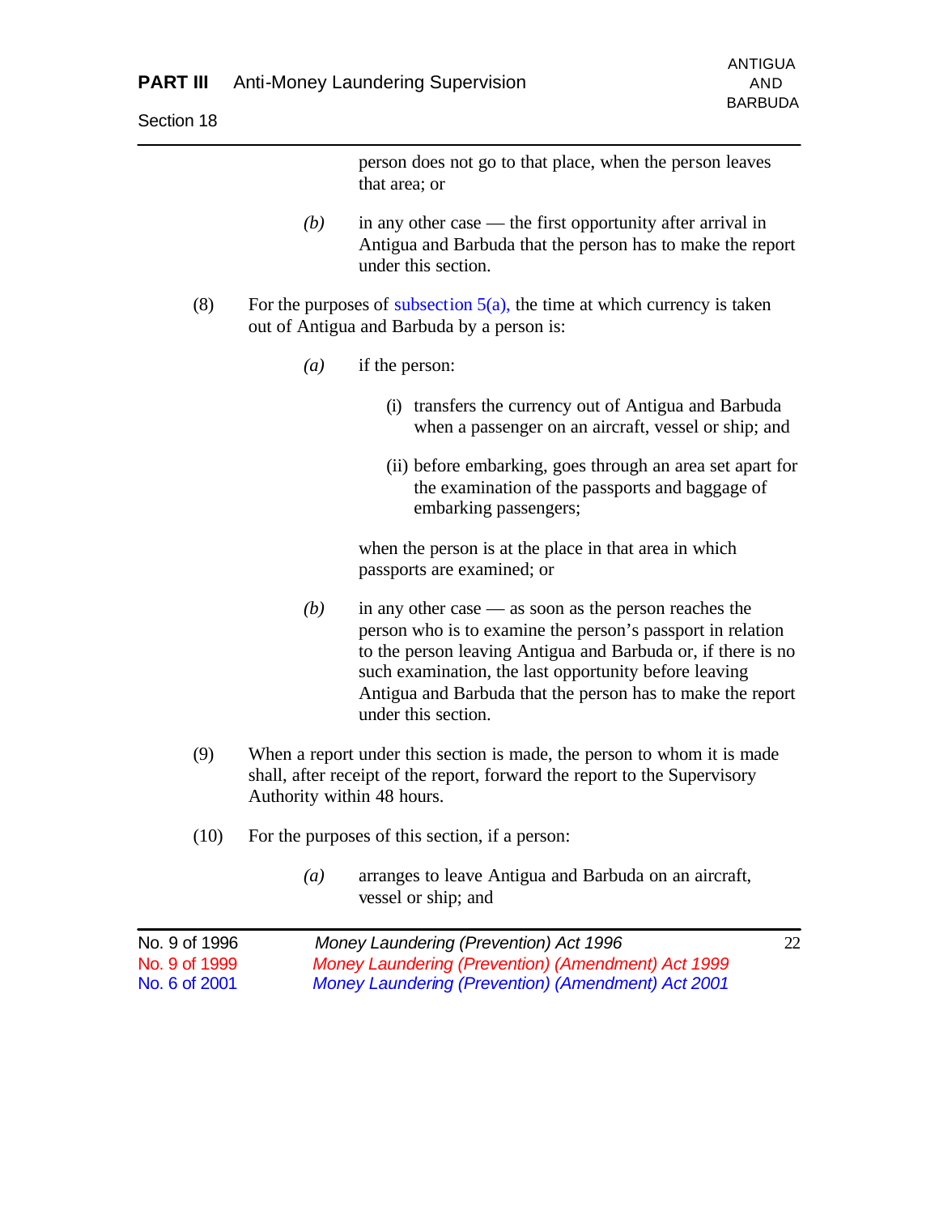person does not go to that place, when the person leaves that area; or

*(b)* in any other case — the first opportunity after arrival in Antigua and Barbuda that the person has to make the report under this section.

(8) For the purposes of subsection 5(a), the time at which currency is taken out of Antigua and Barbuda by a person is:

*(a)* if the person:

(i) transfers the currency out of Antigua and Barbuda when a passenger on an aircraft, vessel or ship; and

(ii) before embarking, goes through an area set apart for the examination of the passports and baggage of embarking passengers;

when the person is at the place in that area in which passports are examined; or

*(b)* in any other case — as soon as the person reaches the person who is to examine the person's passport in relation to the person leaving Antigua and Barbuda or, if there is no such examination, the last opportunity before leaving Antigua and Barbuda that the person has to make the report under this section.

(9) When a report under this section is made, the person to whom it is made shall, after receipt of the report, forward the report to the Supervisory Authority within 48 hours.

(10) For the purposes of this section, if a person:

*(a)* arranges to leave Antigua and Barbuda on an aircraft, vessel or ship; and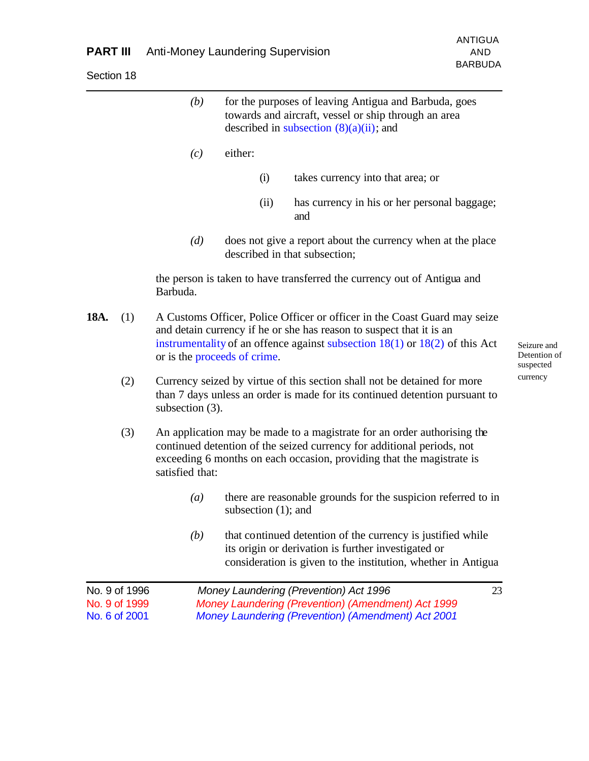(b) for the purposes of leaving Antigua and Barbuda, goes towards and aircraft, vessel or ship through an area described in subsection (8)(a)(ii); and

(c) either:

  (i) takes currency into that area; or

  (ii) has currency in his or her personal baggage; and

(d) does not give a report about the currency when at the place described in that subsection;

the person is taken to have transferred the currency out of Antigua and Barbuda.

*Seizure and Detention of suspected currency*

**18A.** (1) A Customs Officer, Police Officer or officer in the Coast Guard may seize and detain currency if he or she has reason to suspect that it is an instrumentality of an offence against subsection 18(1) or 18(2) of this Act or is the proceeds of crime.

(2) Currency seized by virtue of this section shall not be detained for more than 7 days unless an order is made for its continued detention pursuant to subsection (3).

(3) An application may be made to a magistrate for an order authorising the continued detention of the seized currency for additional periods, not exceeding 6 months on each occasion, providing that the magistrate is satisfied that:

(a) there are reasonable grounds for the suspicion referred to in subsection (1); and

(b) that continued detention of the currency is justified while its origin or derivation is further investigated or consideration is given to the institution, whether in Antigua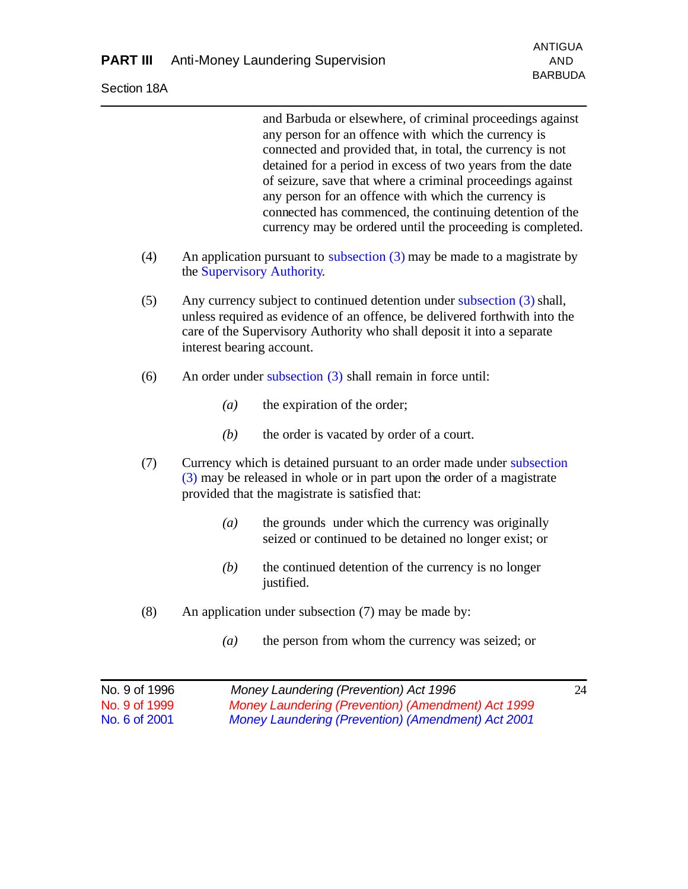and Barbuda or elsewhere, of criminal proceedings against any person for an offence with which the currency is connected and provided that, in total, the currency is not detained for a period in excess of two years from the date of seizure, save that where a criminal proceedings against any person for an offence with which the currency is connected has commenced, the continuing detention of the currency may be ordered until the proceeding is completed.

(4) An application pursuant to subsection (3) may be made to a magistrate by the Supervisory Authority.

(5) Any currency subject to continued detention under subsection (3) shall, unless required as evidence of an offence, be delivered forthwith into the care of the Supervisory Authority who shall deposit it into a separate interest bearing account.

(6) An order under subsection (3) shall remain in force until:

*(a)* the expiration of the order;

*(b)* the order is vacated by order of a court.

(7) Currency which is detained pursuant to an order made under subsection (3) may be released in whole or in part upon the order of a magistrate provided that the magistrate is satisfied that:

*(a)* the grounds under which the currency was originally seized or continued to be detained no longer exist; or

*(b)* the continued detention of the currency is no longer justified.

(8) An application under subsection (7) may be made by:

*(a)* the person from whom the currency was seized; or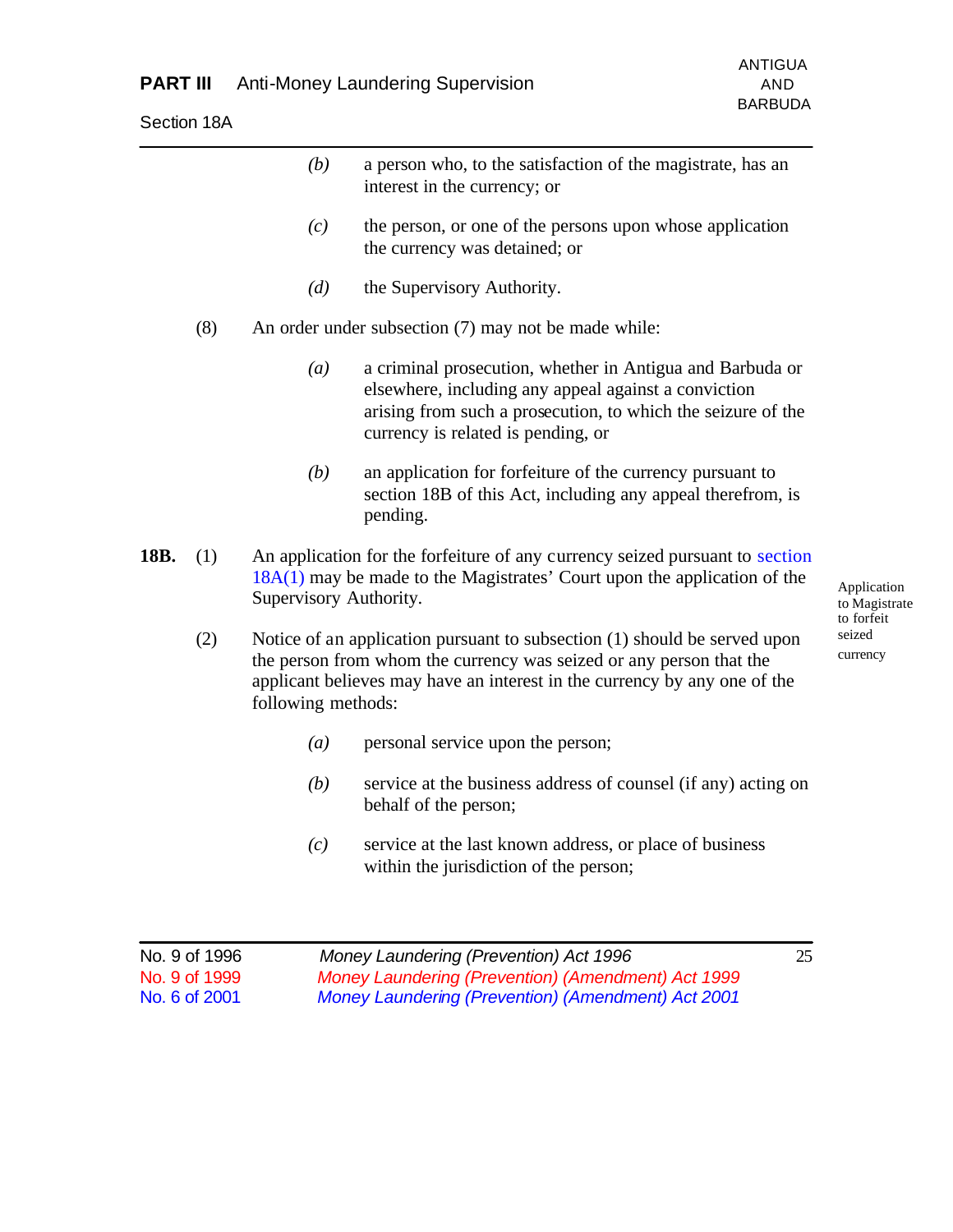(b) a person who, to the satisfaction of the magistrate, has an interest in the currency; or

(c) the person, or one of the persons upon whose application the currency was detained; or

(d) the Supervisory Authority.

(8) An order under subsection (7) may not be made while:

(a) a criminal prosecution, whether in Antigua and Barbuda or elsewhere, including any appeal against a conviction arising from such a prosecution, to which the seizure of the currency is related is pending, or

(b) an application for forfeiture of the currency pursuant to section 18B of this Act, including any appeal therefrom, is pending.

Application to Magistrate to forfeit seized currency

**18B.** (1) An application for the forfeiture of any currency seized pursuant to section 18A(1) may be made to the Magistrates' Court upon the application of the Supervisory Authority.

(2) Notice of an application pursuant to subsection (1) should be served upon the person from whom the currency was seized or any person that the applicant believes may have an interest in the currency by any one of the following methods:

(a) personal service upon the person;

(b) service at the business address of counsel (if any) acting on behalf of the person;

(c) service at the last known address, or place of business within the jurisdiction of the person;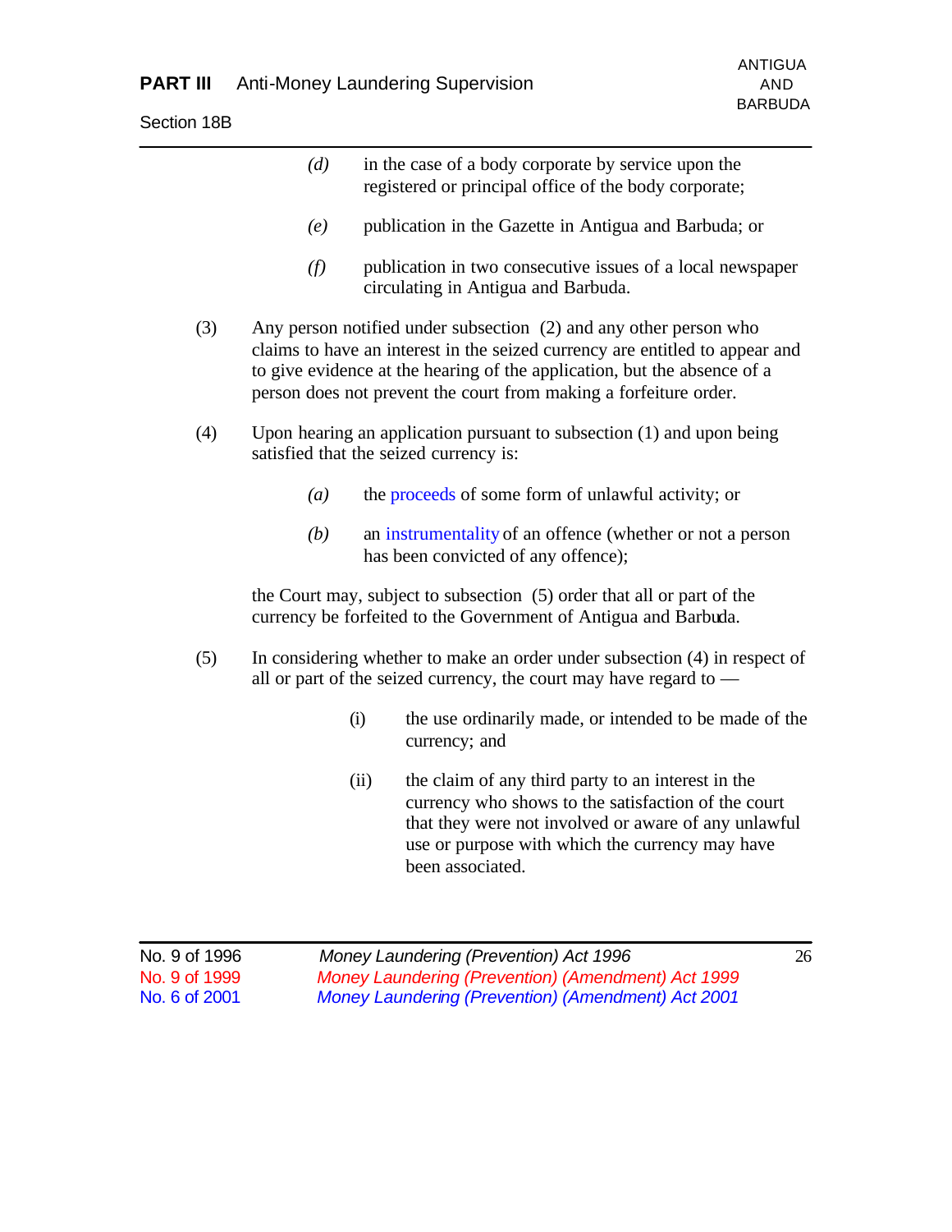(d) in the case of a body corporate by service upon the registered or principal office of the body corporate;

(e) publication in the Gazette in Antigua and Barbuda; or

(f) publication in two consecutive issues of a local newspaper circulating in Antigua and Barbuda.

(3) Any person notified under subsection (2) and any other person who claims to have an interest in the seized currency are entitled to appear and to give evidence at the hearing of the application, but the absence of a person does not prevent the court from making a forfeiture order.

(4) Upon hearing an application pursuant to subsection (1) and upon being satisfied that the seized currency is:

(a) the proceeds of some form of unlawful activity; or

(b) an instrumentality of an offence (whether or not a person has been convicted of any offence);

the Court may, subject to subsection (5) order that all or part of the currency be forfeited to the Government of Antigua and Barbuda.

(5) In considering whether to make an order under subsection (4) in respect of all or part of the seized currency, the court may have regard to —

(i) the use ordinarily made, or intended to be made of the currency; and

(ii) the claim of any third party to an interest in the currency who shows to the satisfaction of the court that they were not involved or aware of any unlawful use or purpose with which the currency may have been associated.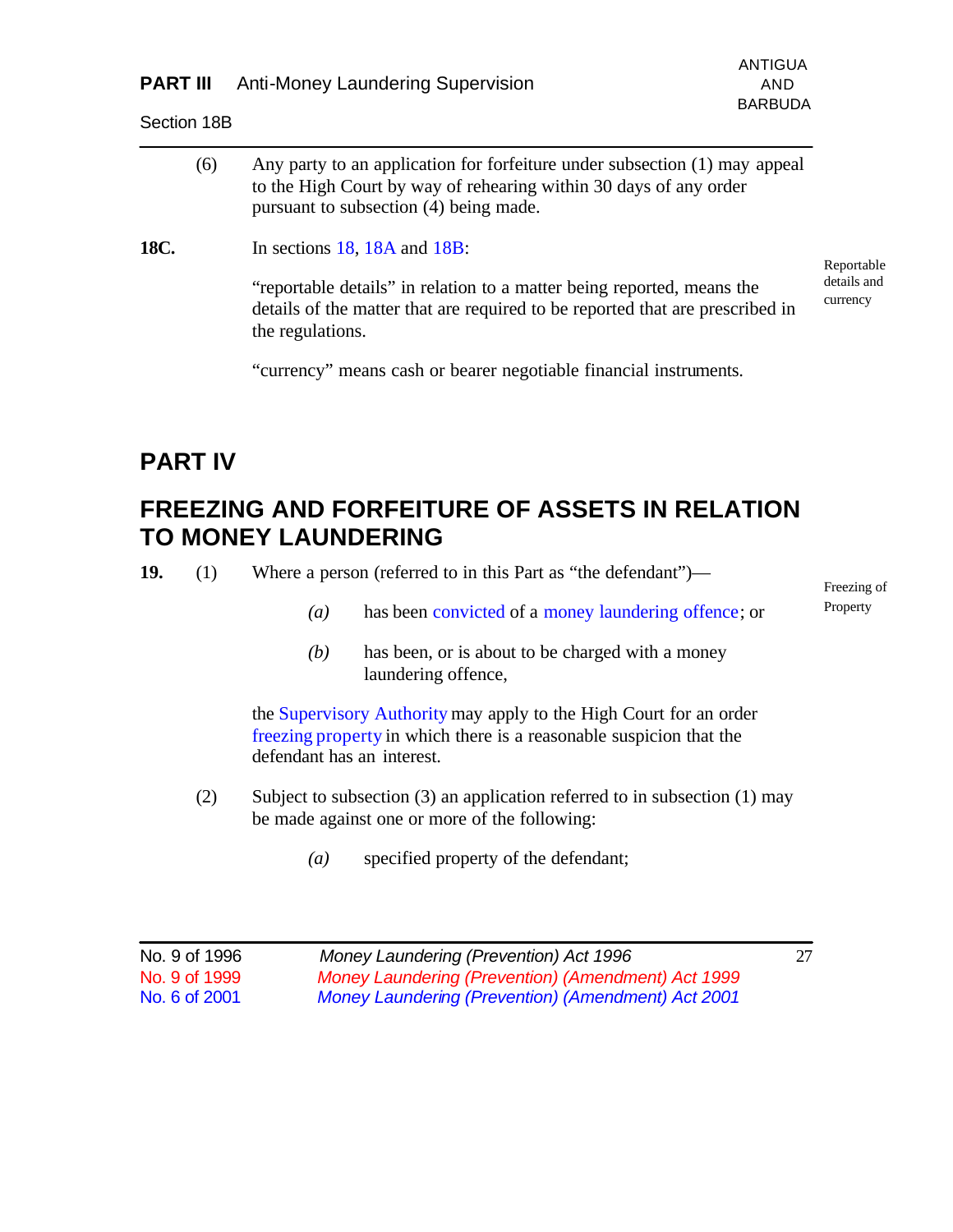(6) Any party to an application for forfeiture under subsection (1) may appeal to the High Court by way of rehearing within 30 days of any order pursuant to subsection (4) being made.

**18C.** In sections 18, 18A and 18B:

Reportable details and currency

"reportable details" in relation to a matter being reported, means the details of the matter that are required to be reported that are prescribed in the regulations.

"currency" means cash or bearer negotiable financial instruments.

# PART IV

## FREEZING AND FORFEITURE OF ASSETS IN RELATION TO MONEY LAUNDERING

**19.** (1) Where a person (referred to in this Part as "the defendant")—

Freezing of Property

*(a)* has been convicted of a money laundering offence; or

*(b)* has been, or is about to be charged with a money laundering offence,

the Supervisory Authority may apply to the High Court for an order freezing property in which there is a reasonable suspicion that the defendant has an interest.

(2) Subject to subsection (3) an application referred to in subsection (1) may be made against one or more of the following:

*(a)* specified property of the defendant;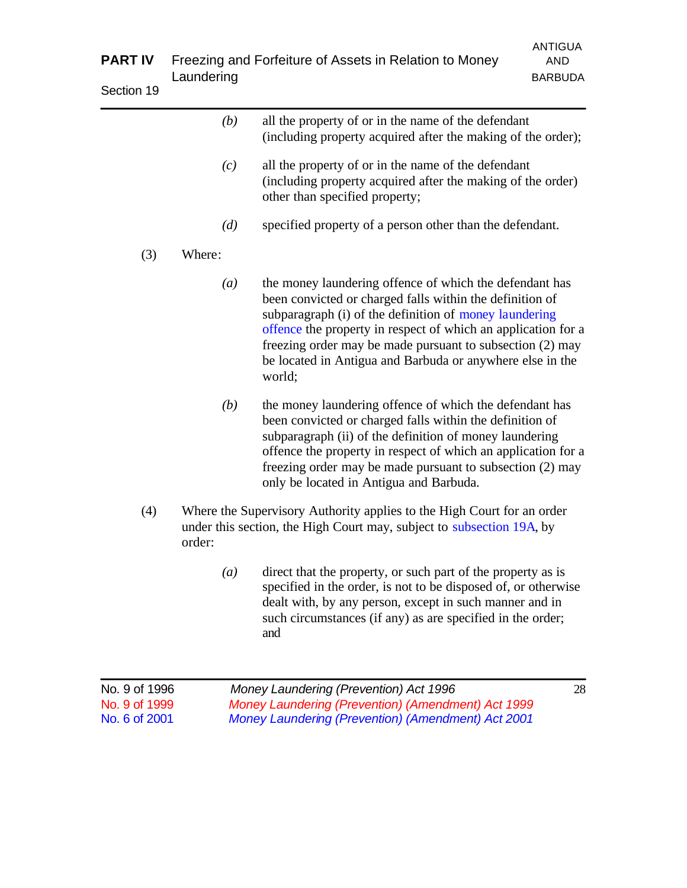(b) all the property of or in the name of the defendant (including property acquired after the making of the order);

(c) all the property of or in the name of the defendant (including property acquired after the making of the order) other than specified property;

(d) specified property of a person other than the defendant.

(3) Where:

(a) the money laundering offence of which the defendant has been convicted or charged falls within the definition of subparagraph (i) of the definition of money laundering offence the property in respect of which an application for a freezing order may be made pursuant to subsection (2) may be located in Antigua and Barbuda or anywhere else in the world;

(b) the money laundering offence of which the defendant has been convicted or charged falls within the definition of subparagraph (ii) of the definition of money laundering offence the property in respect of which an application for a freezing order may be made pursuant to subsection (2) may only be located in Antigua and Barbuda.

(4) Where the Supervisory Authority applies to the High Court for an order under this section, the High Court may, subject to subsection 19A, by order:

(a) direct that the property, or such part of the property as is specified in the order, is not to be disposed of, or otherwise dealt with, by any person, except in such manner and in such circumstances (if any) as are specified in the order; and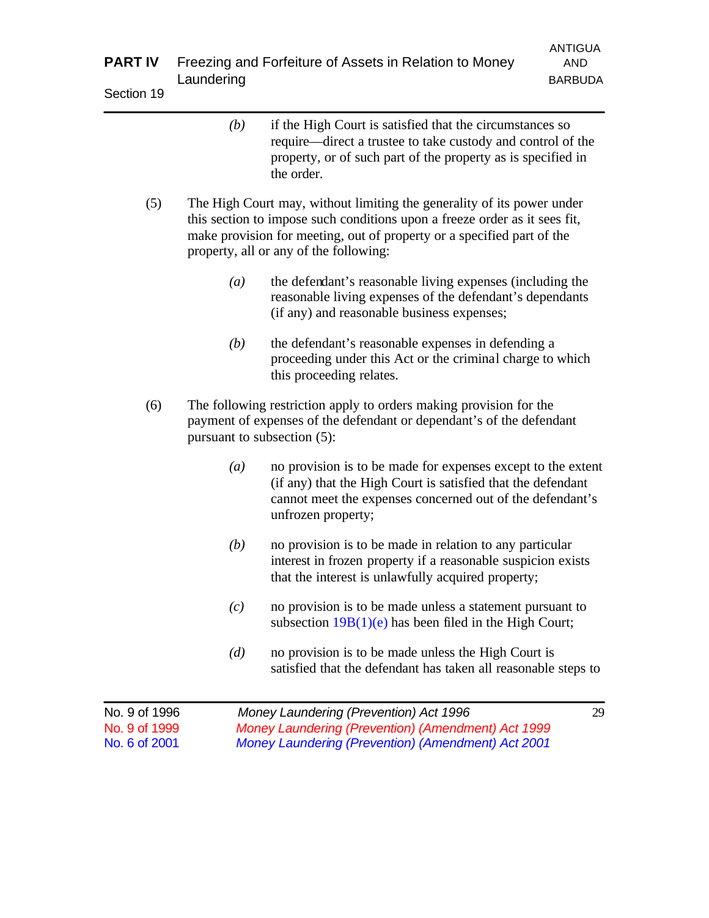*(b)* if the High Court is satisfied that the circumstances so require—direct a trustee to take custody and control of the property, or of such part of the property as is specified in the order.

(5) The High Court may, without limiting the generality of its power under this section to impose such conditions upon a freeze order as it sees fit, make provision for meeting, out of property or a specified part of the property, all or any of the following:

*(a)* the defendant's reasonable living expenses (including the reasonable living expenses of the defendant's dependants (if any) and reasonable business expenses;

*(b)* the defendant's reasonable expenses in defending a proceeding under this Act or the criminal charge to which this proceeding relates.

(6) The following restriction apply to orders making provision for the payment of expenses of the defendant or dependant's of the defendant pursuant to subsection (5):

*(a)* no provision is to be made for expenses except to the extent (if any) that the High Court is satisfied that the defendant cannot meet the expenses concerned out of the defendant's unfrozen property;

*(b)* no provision is to be made in relation to any particular interest in frozen property if a reasonable suspicion exists that the interest is unlawfully acquired property;

*(c)* no provision is to be made unless a statement pursuant to subsection 19B(1)(e) has been filed in the High Court;

*(d)* no provision is to be made unless the High Court is satisfied that the defendant has taken all reasonable steps to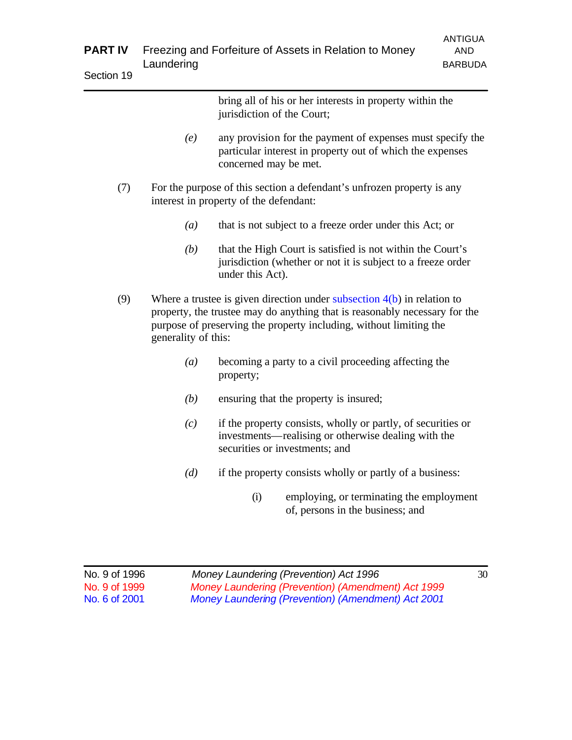bring all of his or her interests in property within the jurisdiction of the Court;

(e) any provision for the payment of expenses must specify the particular interest in property out of which the expenses concerned may be met.

(7) For the purpose of this section a defendant's unfrozen property is any interest in property of the defendant:

(a) that is not subject to a freeze order under this Act; or

(b) that the High Court is satisfied is not within the Court's jurisdiction (whether or not it is subject to a freeze order under this Act).

(9) Where a trustee is given direction under subsection 4(b) in relation to property, the trustee may do anything that is reasonably necessary for the purpose of preserving the property including, without limiting the generality of this:

(a) becoming a party to a civil proceeding affecting the property;

(b) ensuring that the property is insured;

(c) if the property consists, wholly or partly, of securities or investments—realising or otherwise dealing with the securities or investments; and

(d) if the property consists wholly or partly of a business:

(i) employing, or terminating the employment of, persons in the business; and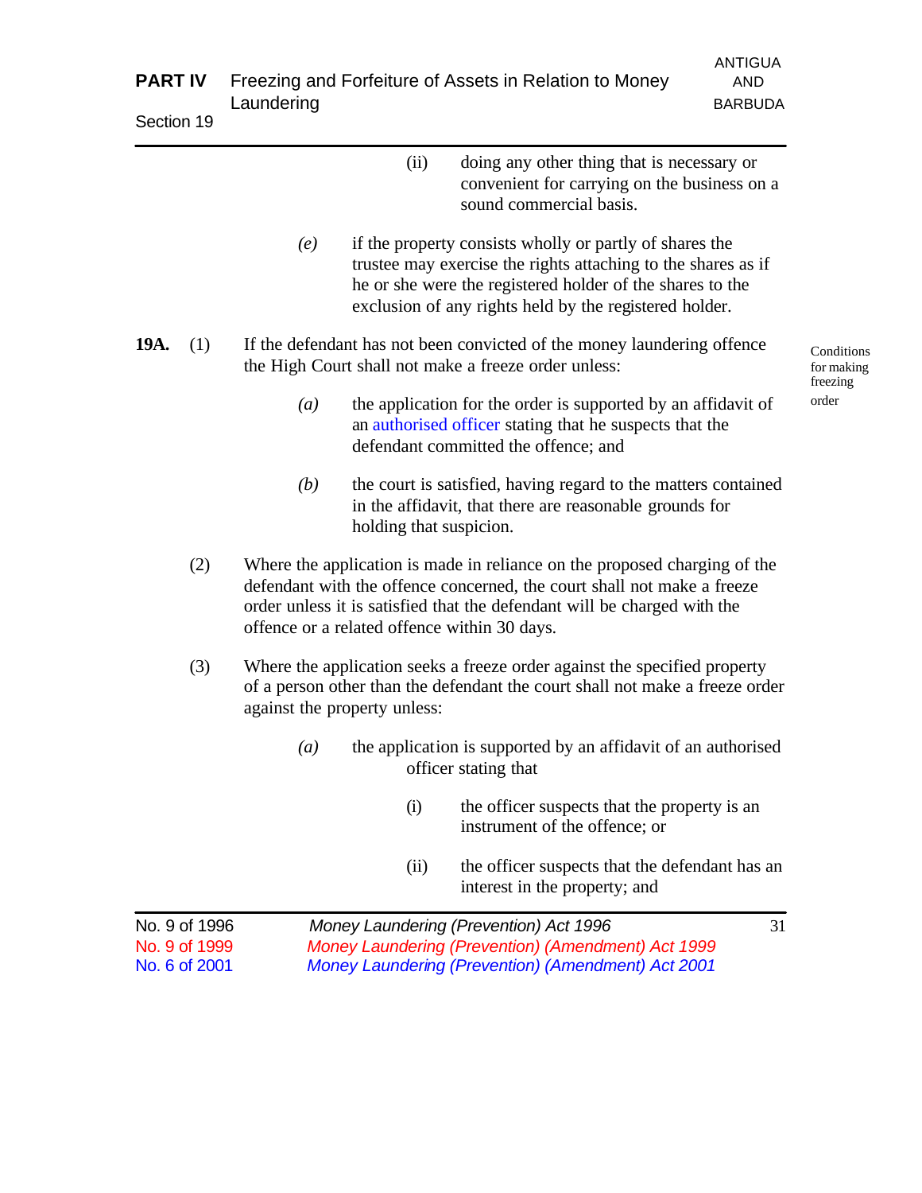(ii) doing any other thing that is necessary or convenient for carrying on the business on a sound commercial basis.

*(e)* if the property consists wholly or partly of shares the trustee may exercise the rights attaching to the shares as if he or she were the registered holder of the shares to the exclusion of any rights held by the registered holder.

Conditions for making freezing order

**19A.** (1) If the defendant has not been convicted of the money laundering offence the High Court shall not make a freeze order unless:

*(a)* the application for the order is supported by an affidavit of an authorised officer stating that he suspects that the defendant committed the offence; and

*(b)* the court is satisfied, having regard to the matters contained in the affidavit, that there are reasonable grounds for holding that suspicion.

(2) Where the application is made in reliance on the proposed charging of the defendant with the offence concerned, the court shall not make a freeze order unless it is satisfied that the defendant will be charged with the offence or a related offence within 30 days.

(3) Where the application seeks a freeze order against the specified property of a person other than the defendant the court shall not make a freeze order against the property unless:

*(a)* the application is supported by an affidavit of an authorised officer stating that

(i) the officer suspects that the property is an instrument of the offence; or

(ii) the officer suspects that the defendant has an interest in the property; and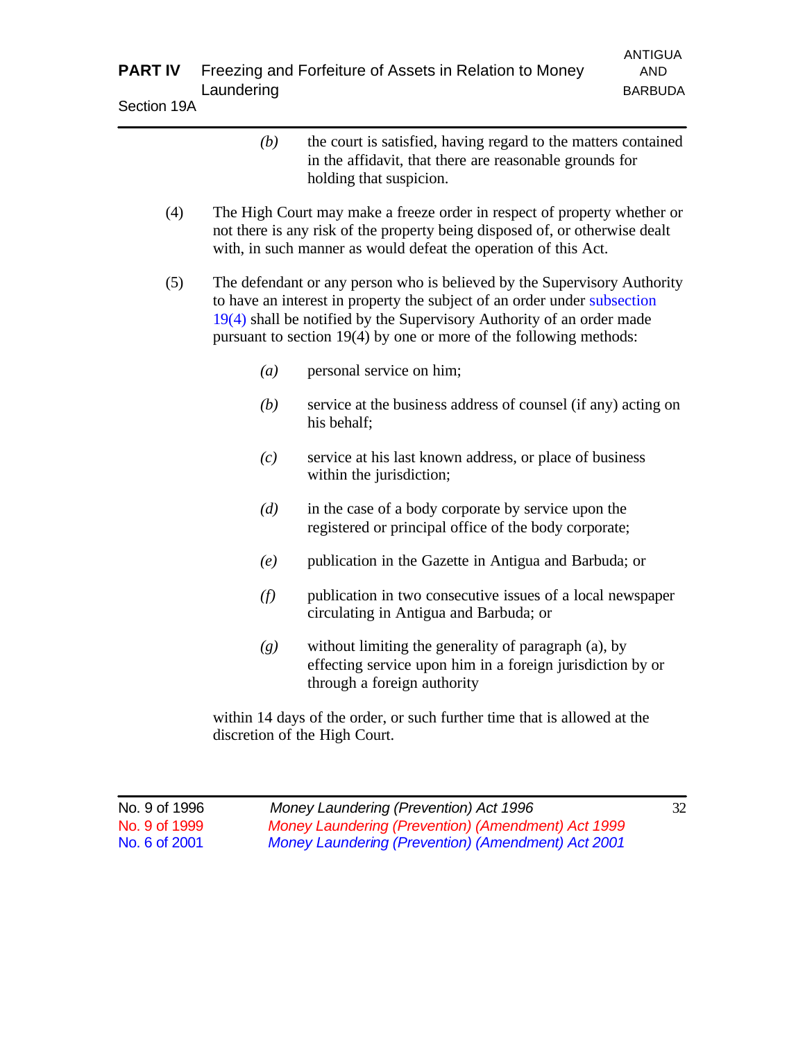(b) the court is satisfied, having regard to the matters contained in the affidavit, that there are reasonable grounds for holding that suspicion.

(4) The High Court may make a freeze order in respect of property whether or not there is any risk of the property being disposed of, or otherwise dealt with, in such manner as would defeat the operation of this Act.

(5) The defendant or any person who is believed by the Supervisory Authority to have an interest in property the subject of an order under subsection 19(4) shall be notified by the Supervisory Authority of an order made pursuant to section 19(4) by one or more of the following methods:

*(a)* personal service on him;

*(b)* service at the business address of counsel (if any) acting on his behalf;

*(c)* service at his last known address, or place of business within the jurisdiction;

*(d)* in the case of a body corporate by service upon the registered or principal office of the body corporate;

*(e)* publication in the Gazette in Antigua and Barbuda; or

*(f)* publication in two consecutive issues of a local newspaper circulating in Antigua and Barbuda; or

*(g)* without limiting the generality of paragraph (a), by effecting service upon him in a foreign jurisdiction by or through a foreign authority

within 14 days of the order, or such further time that is allowed at the discretion of the High Court.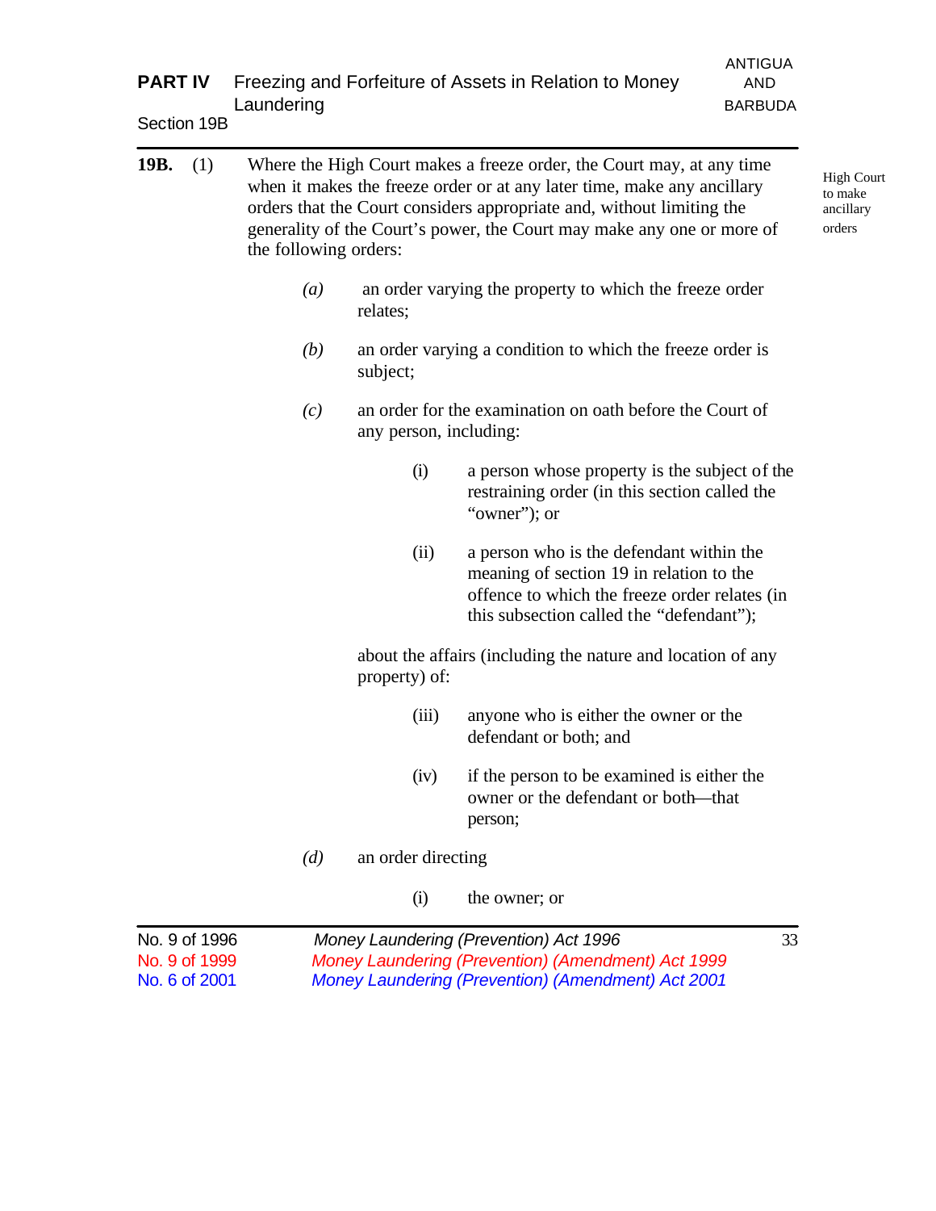**19B.** (1) Where the High Court makes a freeze order, the Court may, at any time when it makes the freeze order or at any later time, make any ancillary orders that the Court considers appropriate and, without limiting the generality of the Court's power, the Court may make any one or more of the following orders:

High Court to make ancillary orders

*(a)* an order varying the property to which the freeze order relates;

*(b)* an order varying a condition to which the freeze order is subject;

*(c)* an order for the examination on oath before the Court of any person, including:

(i) a person whose property is the subject of the restraining order (in this section called the "owner"); or

(ii) a person who is the defendant within the meaning of section 19 in relation to the offence to which the freeze order relates (in this subsection called the "defendant");

about the affairs (including the nature and location of any property) of:

(iii) anyone who is either the owner or the defendant or both; and

(iv) if the person to be examined is either the owner or the defendant or both—that person;

*(d)* an order directing

(i) the owner; or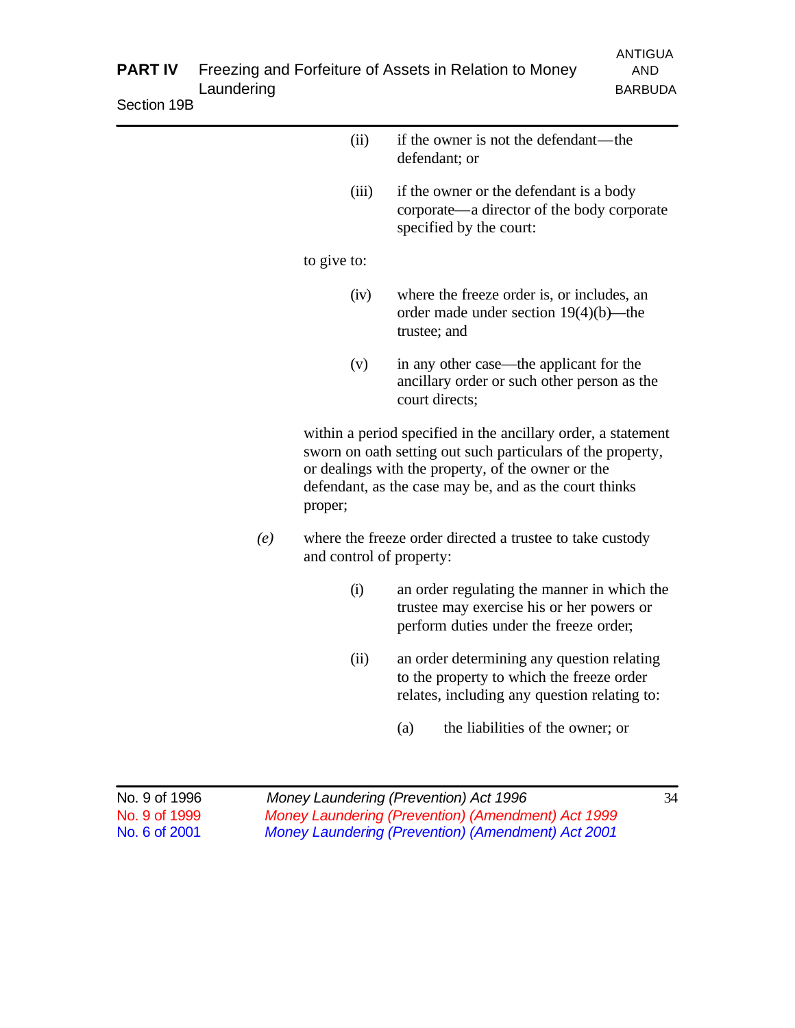(ii) if the owner is not the defendant—the defendant; or

(iii) if the owner or the defendant is a body corporate—a director of the body corporate specified by the court:

to give to:

(iv) where the freeze order is, or includes, an order made under section 19(4)(b)—the trustee; and

(v) in any other case—the applicant for the ancillary order or such other person as the court directs;

within a period specified in the ancillary order, a statement sworn on oath setting out such particulars of the property, or dealings with the property, of the owner or the defendant, as the case may be, and as the court thinks proper;

*(e)* where the freeze order directed a trustee to take custody and control of property:

(i) an order regulating the manner in which the trustee may exercise his or her powers or perform duties under the freeze order;

(ii) an order determining any question relating to the property to which the freeze order relates, including any question relating to:

(a) the liabilities of the owner; or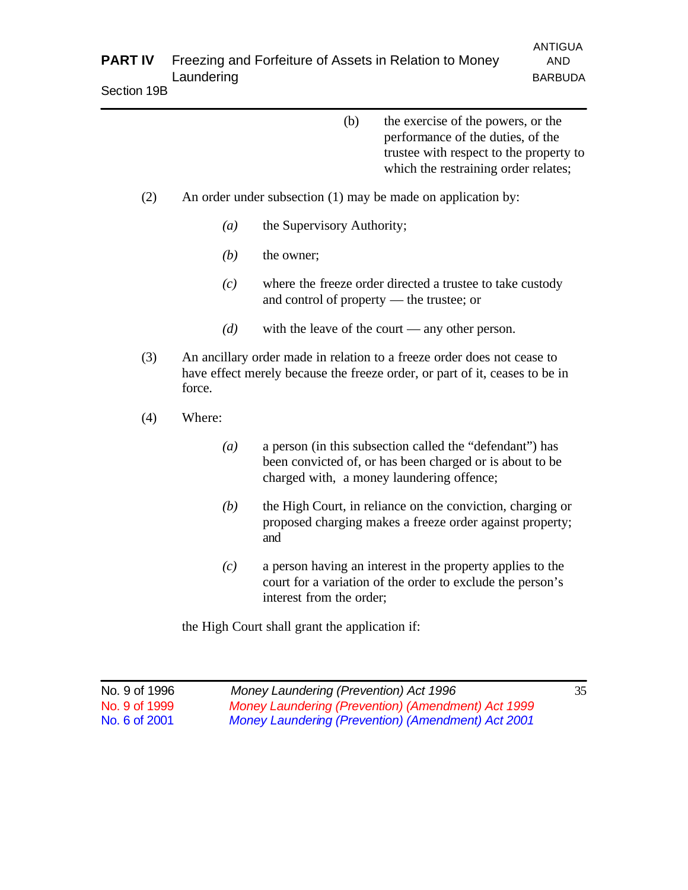(b) the exercise of the powers, or the performance of the duties, of the trustee with respect to the property to which the restraining order relates;

(2) An order under subsection (1) may be made on application by:

*(a)* the Supervisory Authority;

*(b)* the owner;

*(c)* where the freeze order directed a trustee to take custody and control of property — the trustee; or

*(d)* with the leave of the court — any other person.

(3) An ancillary order made in relation to a freeze order does not cease to have effect merely because the freeze order, or part of it, ceases to be in force.

(4) Where:

*(a)* a person (in this subsection called the "defendant") has been convicted of, or has been charged or is about to be charged with, a money laundering offence;

*(b)* the High Court, in reliance on the conviction, charging or proposed charging makes a freeze order against property; and

*(c)* a person having an interest in the property applies to the court for a variation of the order to exclude the person's interest from the order;

the High Court shall grant the application if: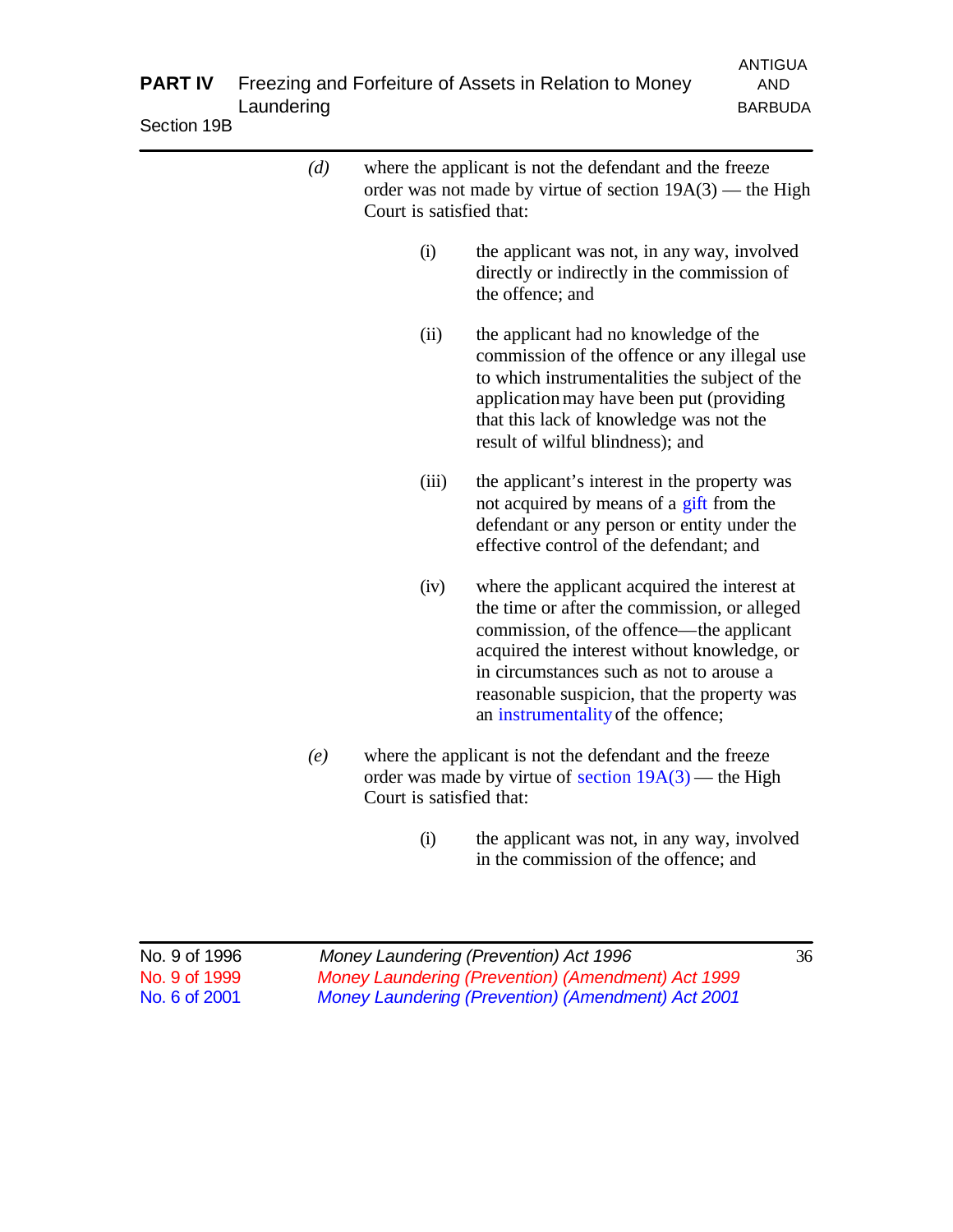*(d)* where the applicant is not the defendant and the freeze order was not made by virtue of section 19A(3) — the High Court is satisfied that:

(i) the applicant was not, in any way, involved directly or indirectly in the commission of the offence; and

(ii) the applicant had no knowledge of the commission of the offence or any illegal use to which instrumentalities the subject of the application may have been put (providing that this lack of knowledge was not the result of wilful blindness); and

(iii) the applicant's interest in the property was not acquired by means of a gift from the defendant or any person or entity under the effective control of the defendant; and

(iv) where the applicant acquired the interest at the time or after the commission, or alleged commission, of the offence—the applicant acquired the interest without knowledge, or in circumstances such as not to arouse a reasonable suspicion, that the property was an instrumentality of the offence;

*(e)* where the applicant is not the defendant and the freeze order was made by virtue of section 19A(3) — the High Court is satisfied that:

(i) the applicant was not, in any way, involved in the commission of the offence; and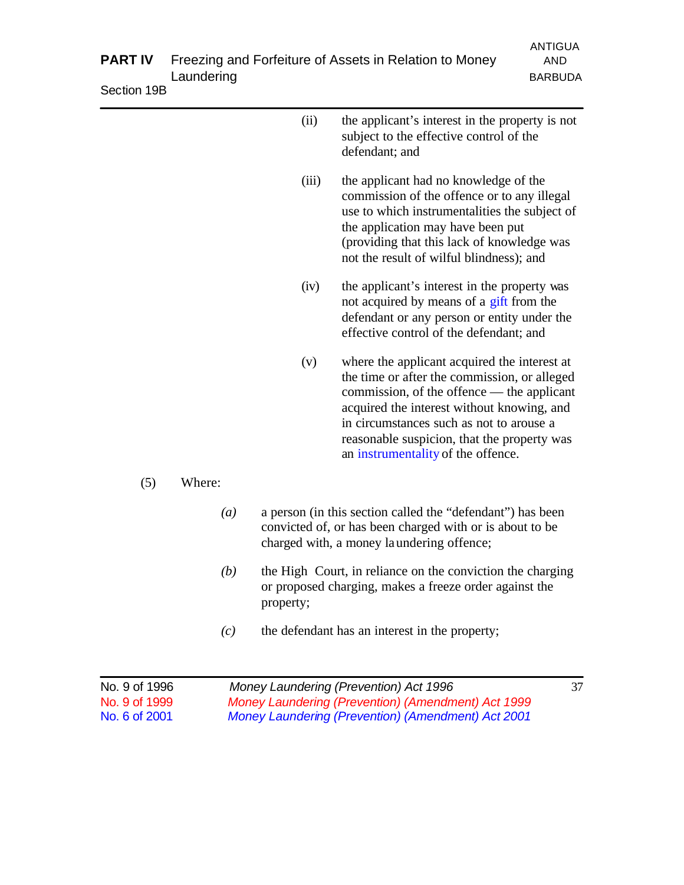(ii) the applicant's interest in the property is not subject to the effective control of the defendant; and

(iii) the applicant had no knowledge of the commission of the offence or to any illegal use to which instrumentalities the subject of the application may have been put (providing that this lack of knowledge was not the result of wilful blindness); and

(iv) the applicant's interest in the property was not acquired by means of a gift from the defendant or any person or entity under the effective control of the defendant; and

(v) where the applicant acquired the interest at the time or after the commission, or alleged commission, of the offence — the applicant acquired the interest without knowing, and in circumstances such as not to arouse a reasonable suspicion, that the property was an instrumentality of the offence.

(5) Where:

*(a)* a person (in this section called the "defendant") has been convicted of, or has been charged with or is about to be charged with, a money laundering offence;

*(b)* the High Court, in reliance on the conviction the charging or proposed charging, makes a freeze order against the property;

*(c)* the defendant has an interest in the property;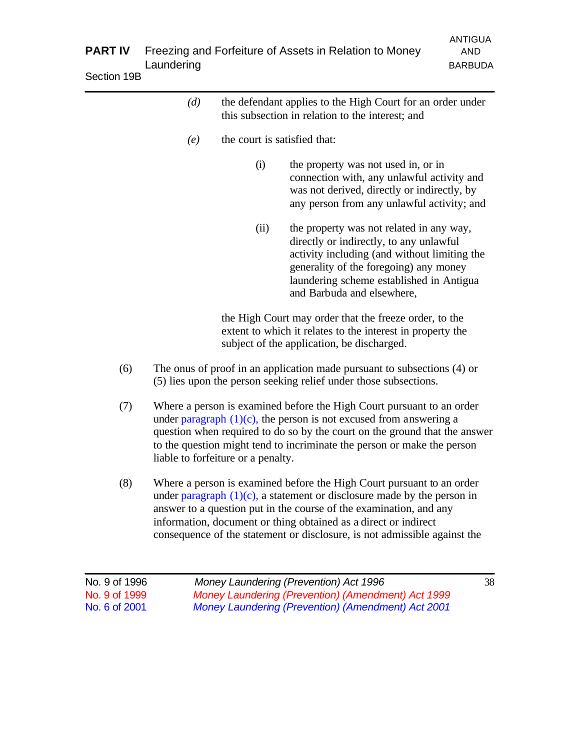*(d)* the defendant applies to the High Court for an order under this subsection in relation to the interest; and

*(e)* the court is satisfied that:

(i) the property was not used in, or in connection with, any unlawful activity and was not derived, directly or indirectly, by any person from any unlawful activity; and

(ii) the property was not related in any way, directly or indirectly, to any unlawful activity including (and without limiting the generality of the foregoing) any money laundering scheme established in Antigua and Barbuda and elsewhere,

the High Court may order that the freeze order, to the extent to which it relates to the interest in property the subject of the application, be discharged.

(6) The onus of proof in an application made pursuant to subsections (4) or (5) lies upon the person seeking relief under those subsections.

(7) Where a person is examined before the High Court pursuant to an order under paragraph (1)(c), the person is not excused from answering a question when required to do so by the court on the ground that the answer to the question might tend to incriminate the person or make the person liable to forfeiture or a penalty.

(8) Where a person is examined before the High Court pursuant to an order under paragraph (1)(c), a statement or disclosure made by the person in answer to a question put in the course of the examination, and any information, document or thing obtained as a direct or indirect consequence of the statement or disclosure, is not admissible against the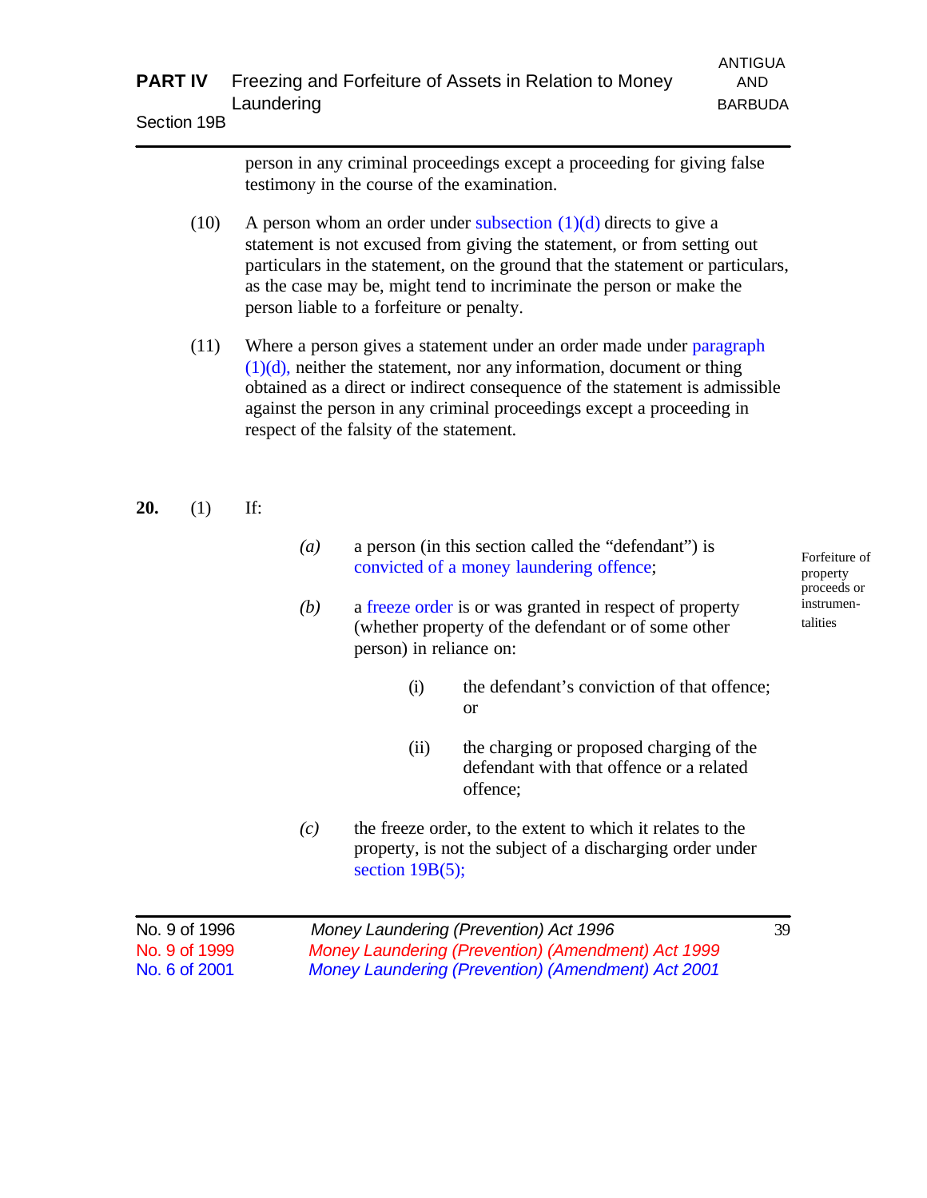person in any criminal proceedings except a proceeding for giving false testimony in the course of the examination.

(10) A person whom an order under subsection (1)(d) directs to give a statement is not excused from giving the statement, or from setting out particulars in the statement, on the ground that the statement or particulars, as the case may be, might tend to incriminate the person or make the person liable to a forfeiture or penalty.

(11) Where a person gives a statement under an order made under paragraph (1)(d), neither the statement, nor any information, document or thing obtained as a direct or indirect consequence of the statement is admissible against the person in any criminal proceedings except a proceeding in respect of the falsity of the statement.

**20.** (1) If:

Forfeiture of property proceeds or instrumentalities

> *(a)* a person (in this section called the "defendant") is convicted of a money laundering offence;
>
> *(b)* a freeze order is or was granted in respect of property (whether property of the defendant or of some other person) in reliance on:
>
> > (i) the defendant's conviction of that offence; or
> >
> > (ii) the charging or proposed charging of the defendant with that offence or a related offence;
>
> *(c)* the freeze order, to the extent to which it relates to the property, is not the subject of a discharging order under section 19B(5);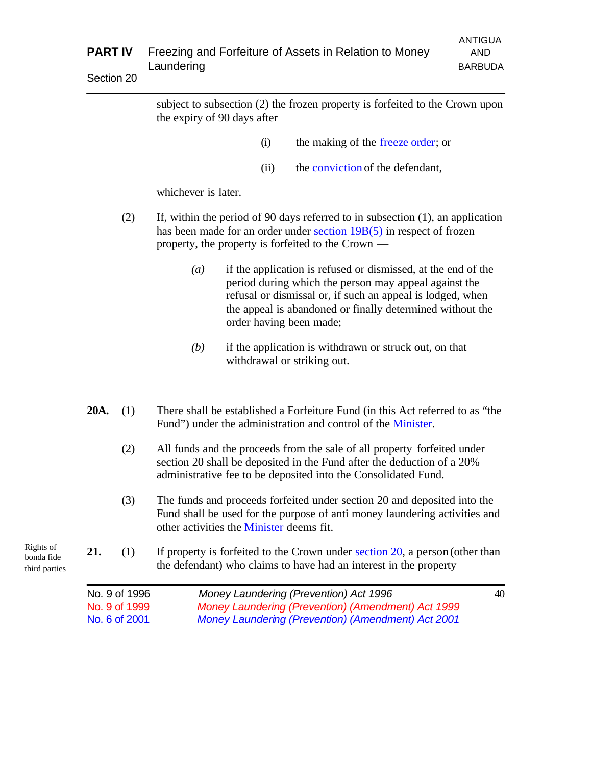subject to subsection (2) the frozen property is forfeited to the Crown upon the expiry of 90 days after

(i) the making of the freeze order; or

(ii) the conviction of the defendant,

whichever is later.

(2) If, within the period of 90 days referred to in subsection (1), an application has been made for an order under section 19B(5) in respect of frozen property, the property is forfeited to the Crown —

*(a)* if the application is refused or dismissed, at the end of the period during which the person may appeal against the refusal or dismissal or, if such an appeal is lodged, when the appeal is abandoned or finally determined without the order having been made;

*(b)* if the application is withdrawn or struck out, on that withdrawal or striking out.

**20A.** (1) There shall be established a Forfeiture Fund (in this Act referred to as "the Fund") under the administration and control of the Minister.

(2) All funds and the proceeds from the sale of all property forfeited under section 20 shall be deposited in the Fund after the deduction of a 20% administrative fee to be deposited into the Consolidated Fund.

(3) The funds and proceeds forfeited under section 20 and deposited into the Fund shall be used for the purpose of anti money laundering activities and other activities the Minister deems fit.

Rights of bonda fide third parties

**21.** (1) If property is forfeited to the Crown under section 20, a person (other than the defendant) who claims to have had an interest in the property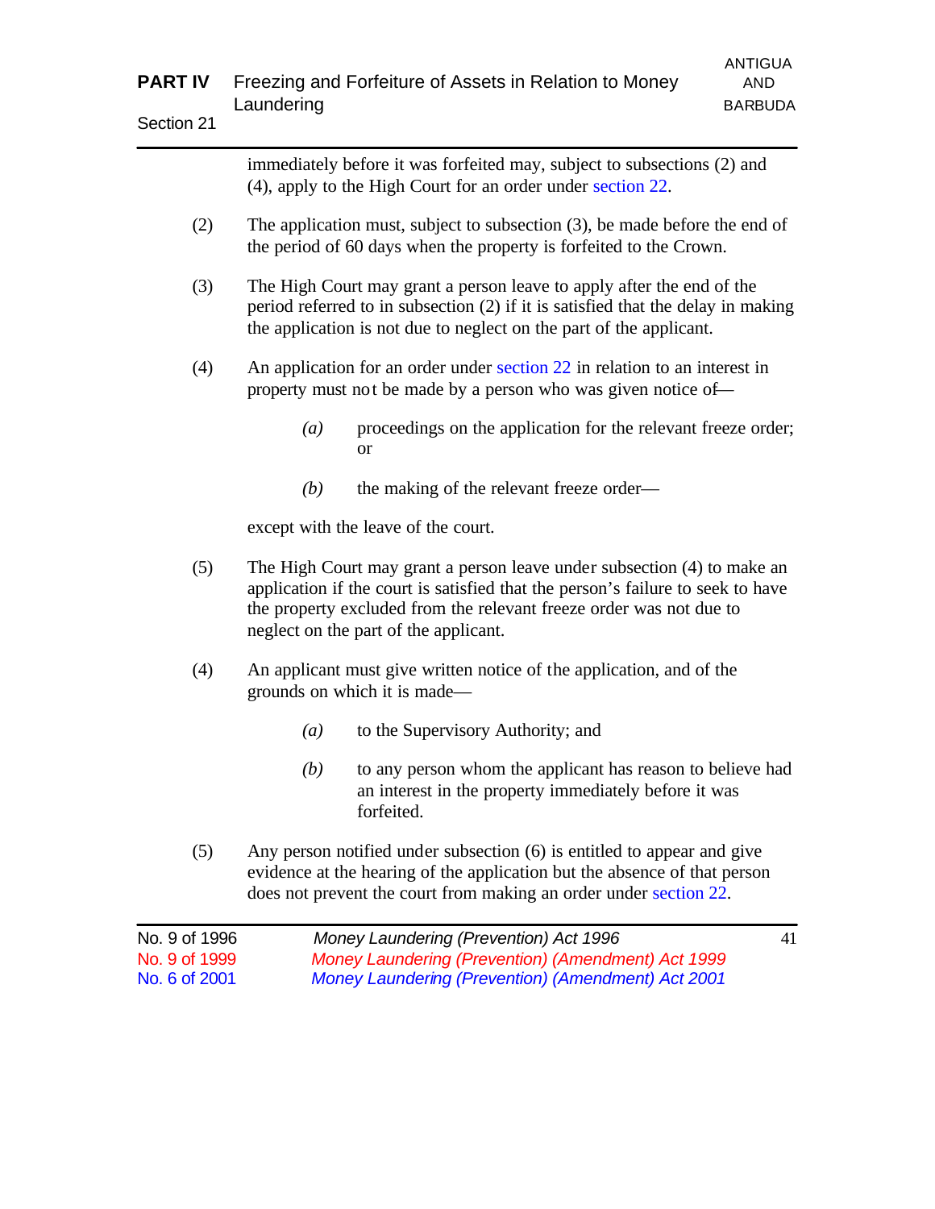immediately before it was forfeited may, subject to subsections (2) and (4), apply to the High Court for an order under section 22.

(2) The application must, subject to subsection (3), be made before the end of the period of 60 days when the property is forfeited to the Crown.

(3) The High Court may grant a person leave to apply after the end of the period referred to in subsection (2) if it is satisfied that the delay in making the application is not due to neglect on the part of the applicant.

(4) An application for an order under section 22 in relation to an interest in property must not be made by a person who was given notice of—

*(a)* proceedings on the application for the relevant freeze order; or

*(b)* the making of the relevant freeze order—

except with the leave of the court.

(5) The High Court may grant a person leave under subsection (4) to make an application if the court is satisfied that the person's failure to seek to have the property excluded from the relevant freeze order was not due to neglect on the part of the applicant.

(4) An applicant must give written notice of the application, and of the grounds on which it is made—

*(a)* to the Supervisory Authority; and

*(b)* to any person whom the applicant has reason to believe had an interest in the property immediately before it was forfeited.

(5) Any person notified under subsection (6) is entitled to appear and give evidence at the hearing of the application but the absence of that person does not prevent the court from making an order under section 22.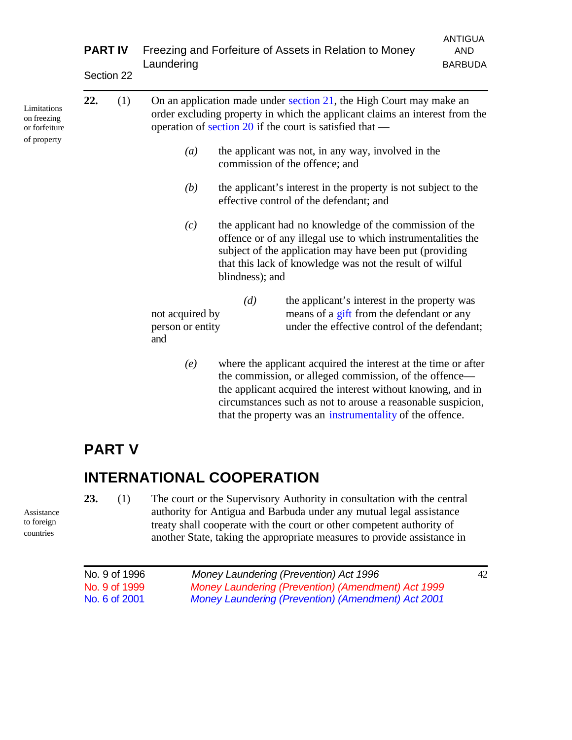Limitations on freezing or forfeiture of property

**22.** (1) On an application made under section 21, the High Court may make an order excluding property in which the applicant claims an interest from the operation of section 20 if the court is satisfied that —

> *(a)* the applicant was not, in any way, involved in the commission of the offence; and
>
> *(b)* the applicant's interest in the property is not subject to the effective control of the defendant; and
>
> *(c)* the applicant had no knowledge of the commission of the offence or of any illegal use to which instrumentalities the subject of the application may have been put (providing that this lack of knowledge was not the result of wilful blindness); and
>
> *(d)* the applicant's interest in the property was not acquired by means of a gift from the defendant or any person or entity under the effective control of the defendant; and
>
> *(e)* where the applicant acquired the interest at the time or after the commission, or alleged commission, of the offence— the applicant acquired the interest without knowing, and in circumstances such as not to arouse a reasonable suspicion, that the property was an instrumentality of the offence.

## PART V

## INTERNATIONAL COOPERATION

Assistance to foreign countries

**23.** (1) The court or the Supervisory Authority in consultation with the central authority for Antigua and Barbuda under any mutual legal assistance treaty shall cooperate with the court or other competent authority of another State, taking the appropriate measures to provide assistance in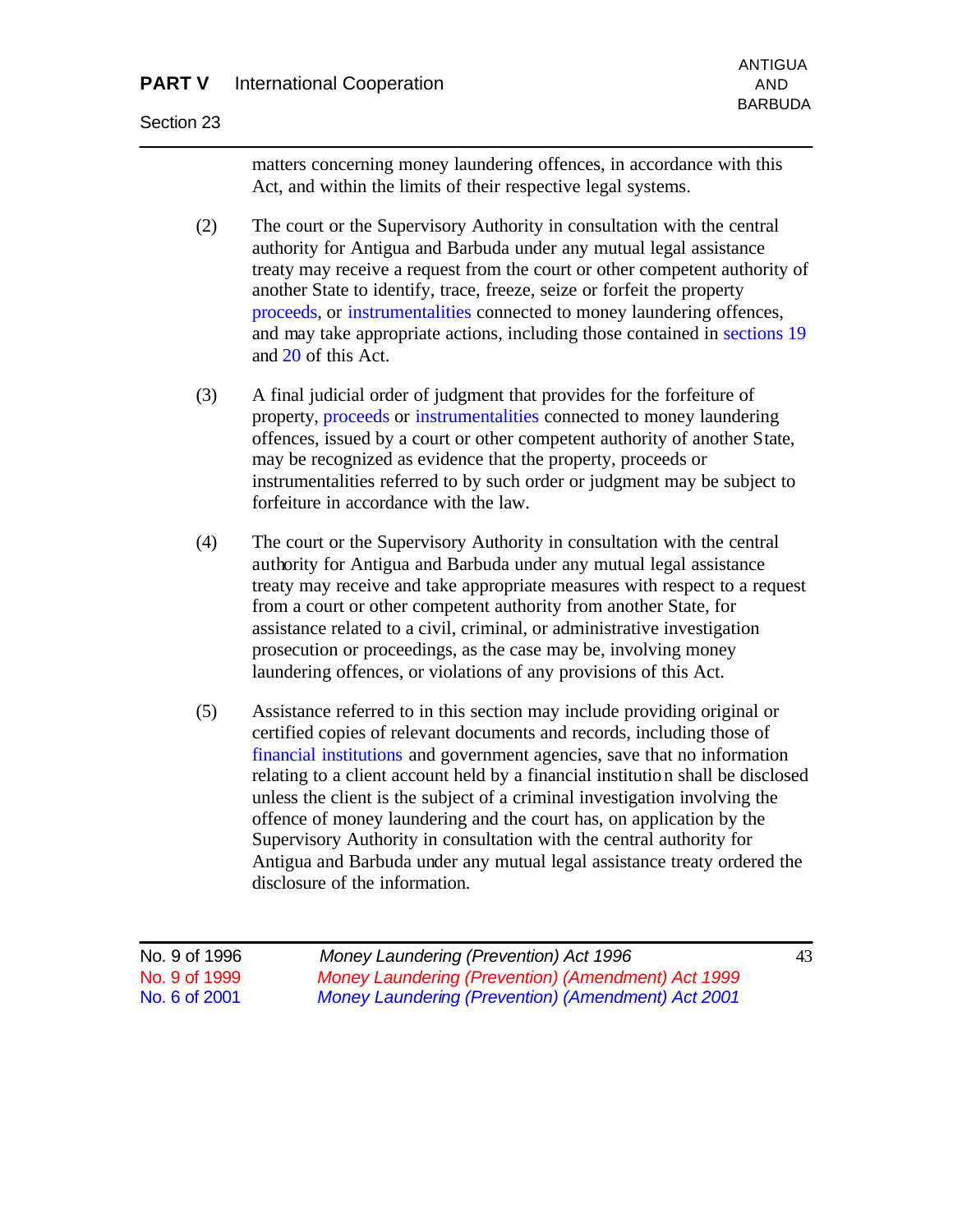matters concerning money laundering offences, in accordance with this Act, and within the limits of their respective legal systems.

(2) The court or the Supervisory Authority in consultation with the central authority for Antigua and Barbuda under any mutual legal assistance treaty may receive a request from the court or other competent authority of another State to identify, trace, freeze, seize or forfeit the property proceeds, or instrumentalities connected to money laundering offences, and may take appropriate actions, including those contained in sections 19 and 20 of this Act.

(3) A final judicial order of judgment that provides for the forfeiture of property, proceeds or instrumentalities connected to money laundering offences, issued by a court or other competent authority of another State, may be recognized as evidence that the property, proceeds or instrumentalities referred to by such order or judgment may be subject to forfeiture in accordance with the law.

(4) The court or the Supervisory Authority in consultation with the central authority for Antigua and Barbuda under any mutual legal assistance treaty may receive and take appropriate measures with respect to a request from a court or other competent authority from another State, for assistance related to a civil, criminal, or administrative investigation prosecution or proceedings, as the case may be, involving money laundering offences, or violations of any provisions of this Act.

(5) Assistance referred to in this section may include providing original or certified copies of relevant documents and records, including those of financial institutions and government agencies, save that no information relating to a client account held by a financial institution shall be disclosed unless the client is the subject of a criminal investigation involving the offence of money laundering and the court has, on application by the Supervisory Authority in consultation with the central authority for Antigua and Barbuda under any mutual legal assistance treaty ordered the disclosure of the information.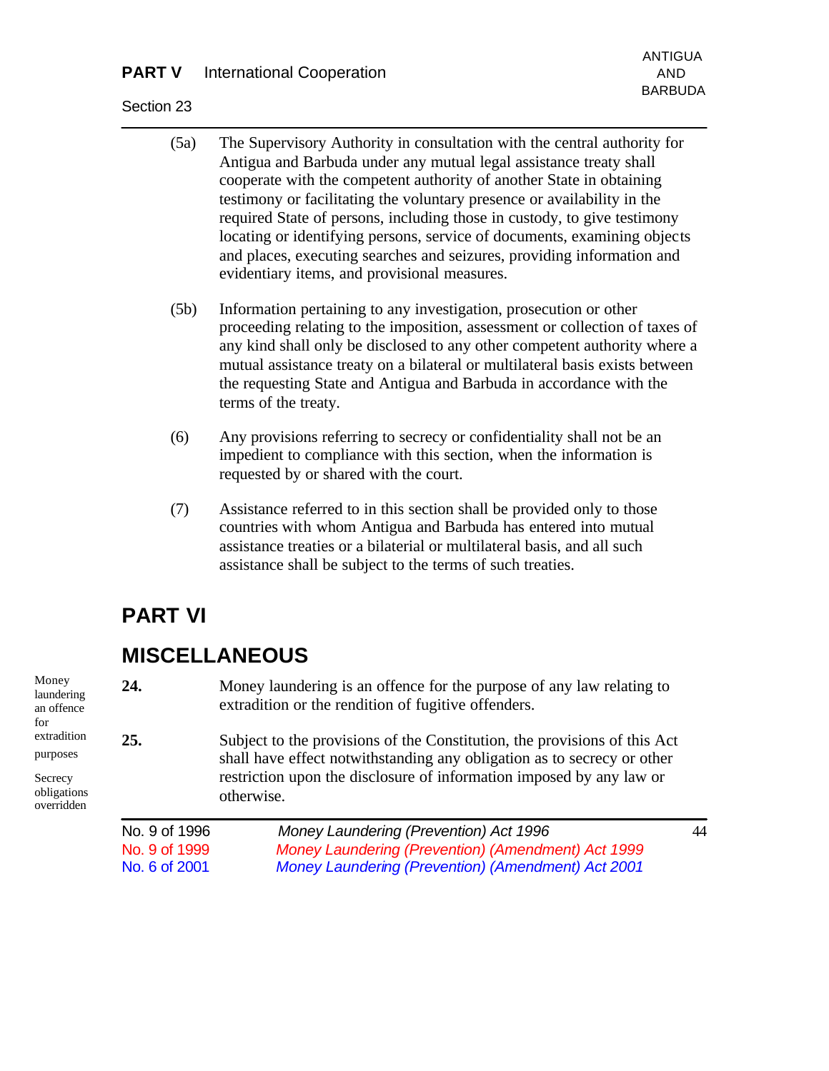(5a) The Supervisory Authority in consultation with the central authority for Antigua and Barbuda under any mutual legal assistance treaty shall cooperate with the competent authority of another State in obtaining testimony or facilitating the voluntary presence or availability in the required State of persons, including those in custody, to give testimony locating or identifying persons, service of documents, examining objects and places, executing searches and seizures, providing information and evidentiary items, and provisional measures.

(5b) Information pertaining to any investigation, prosecution or other proceeding relating to the imposition, assessment or collection of taxes of any kind shall only be disclosed to any other competent authority where a mutual assistance treaty on a bilateral or multilateral basis exists between the requesting State and Antigua and Barbuda in accordance with the terms of the treaty.

(6) Any provisions referring to secrecy or confidentiality shall not be an impediment to compliance with this section, when the information is requested by or shared with the court.

(7) Assistance referred to in this section shall be provided only to those countries with whom Antigua and Barbuda has entered into mutual assistance treaties or a bilateral or multilateral basis, and all such assistance shall be subject to the terms of such treaties.

# PART VI

# MISCELLANEOUS

*Money laundering an offence for extradition purposes*

**24.** Money laundering is an offence for the purpose of any law relating to extradition or the rendition of fugitive offenders.

*Secrecy obligations overridden*

**25.** Subject to the provisions of the Constitution, the provisions of this Act shall have effect notwithstanding any obligation as to secrecy or other restriction upon the disclosure of information imposed by any law or otherwise.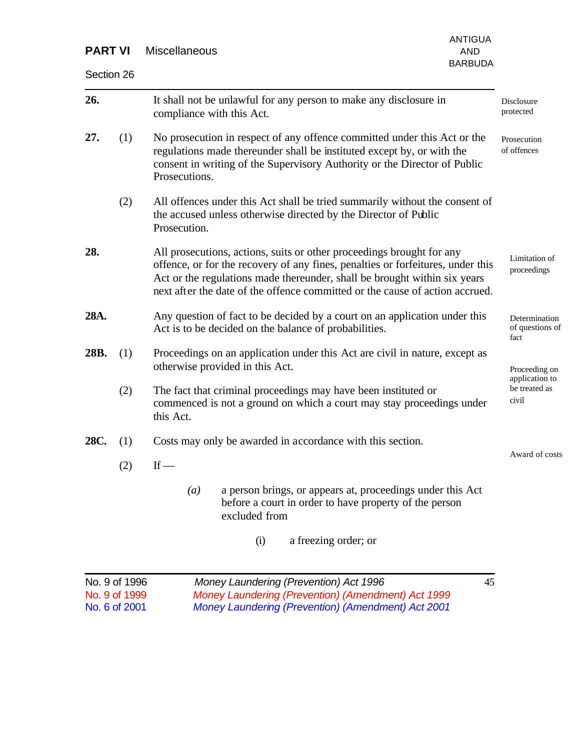**26.** It shall not be unlawful for any person to make any disclosure in compliance with this Act.

*Disclosure protected*

**27.** (1) No prosecution in respect of any offence committed under this Act or the regulations made thereunder shall be instituted except by, or with the consent in writing of the Supervisory Authority or the Director of Public Prosecutions.

*Prosecution of offences*

(2) All offences under this Act shall be tried summarily without the consent of the accused unless otherwise directed by the Director of Public Prosecution.

**28.** All prosecutions, actions, suits or other proceedings brought for any offence, or for the recovery of any fines, penalties or forfeitures, under this Act or the regulations made thereunder, shall be brought within six years next after the date of the offence committed or the cause of action accrued.

*Limitation of proceedings*

**28A.** Any question of fact to be decided by a court on an application under this Act is to be decided on the balance of probabilities.

*Determination of questions of fact*

**28B.** (1) Proceedings on an application under this Act are civil in nature, except as otherwise provided in this Act.

*Proceeding on application to be treated as civil*

(2) The fact that criminal proceedings may have been instituted or commenced is not a ground on which a court may stay proceedings under this Act.

**28C.** (1) Costs may only be awarded in accordance with this section.

*Award of costs*

(2) If —

*(a)* a person brings, or appears at, proceedings under this Act before a court in order to have property of the person excluded from

(i) a freezing order; or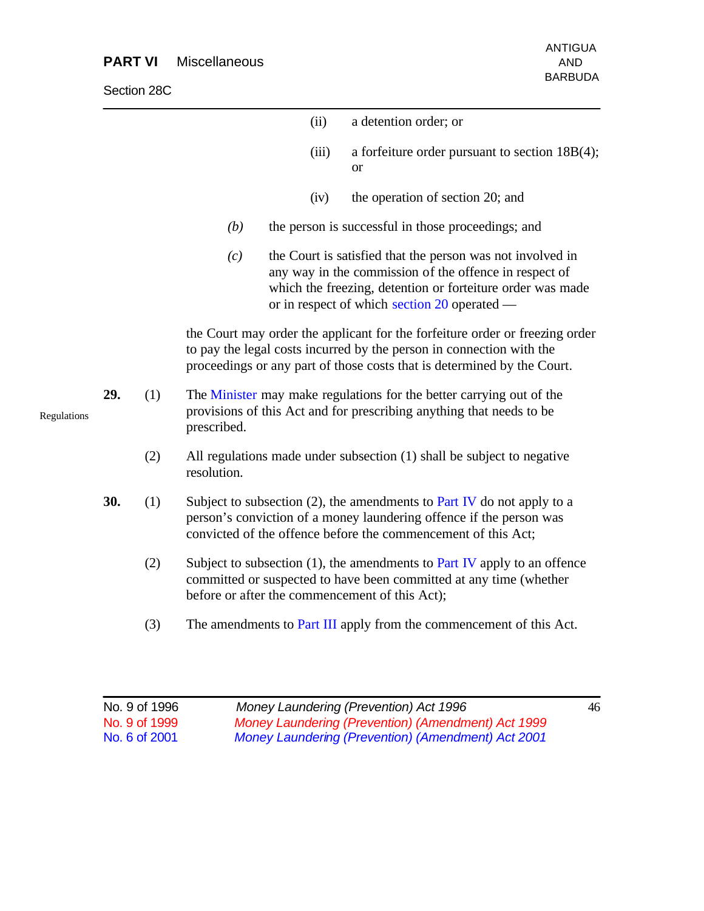(ii) a detention order; or

(iii) a forfeiture order pursuant to section 18B(4); or

(iv) the operation of section 20; and

*(b)* the person is successful in those proceedings; and

*(c)* the Court is satisfied that the person was not involved in any way in the commission of the offence in respect of which the freezing, detention or forteiture order was made or in respect of which section 20 operated —

the Court may order the applicant for the forfeiture order or freezing order to pay the legal costs incurred by the person in connection with the proceedings or any part of those costs that is determined by the Court.

Regulations

**29.** (1) The Minister may make regulations for the better carrying out of the provisions of this Act and for prescribing anything that needs to be prescribed.

(2) All regulations made under subsection (1) shall be subject to negative resolution.

**30.** (1) Subject to subsection (2), the amendments to Part IV do not apply to a person's conviction of a money laundering offence if the person was convicted of the offence before the commencement of this Act;

(2) Subject to subsection (1), the amendments to Part IV apply to an offence committed or suspected to have been committed at any time (whether before or after the commencement of this Act);

(3) The amendments to Part III apply from the commencement of this Act.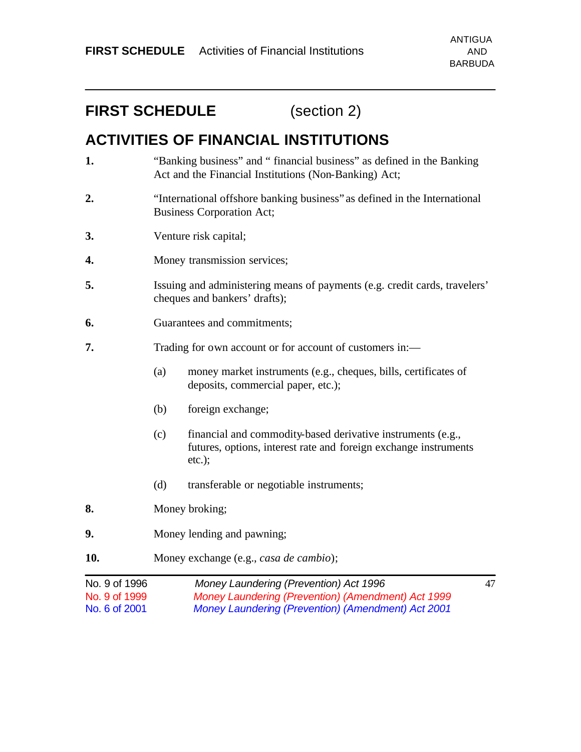# FIRST SCHEDULE (section 2)

## ACTIVITIES OF FINANCIAL INSTITUTIONS

**1.** "Banking business" and " financial business" as defined in the Banking Act and the Financial Institutions (Non-Banking) Act;

**2.** "International offshore banking business" as defined in the International Business Corporation Act;

**3.** Venture risk capital;

**4.** Money transmission services;

**5.** Issuing and administering means of payments (e.g. credit cards, travelers' cheques and bankers' drafts);

**6.** Guarantees and commitments;

**7.** Trading for own account or for account of customers in:—

(a) money market instruments (e.g., cheques, bills, certificates of deposits, commercial paper, etc.);

(b) foreign exchange;

(c) financial and commodity-based derivative instruments (e.g., futures, options, interest rate and foreign exchange instruments etc.);

(d) transferable or negotiable instruments;

**8.** Money broking;

**9.** Money lending and pawning;

**10.** Money exchange (e.g., *casa de cambio*);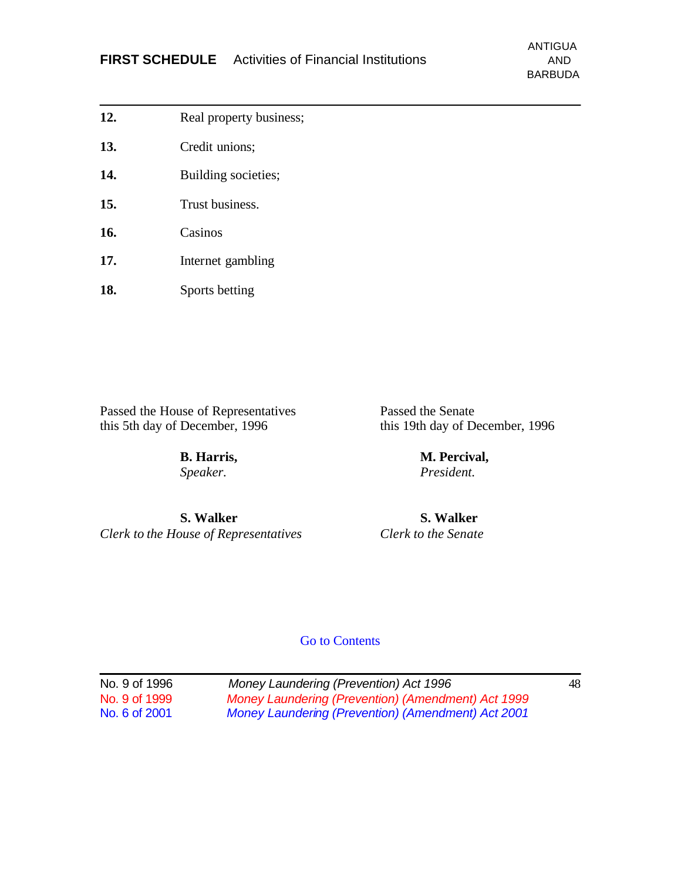12. Real property business;

13. Credit unions;

14. Building societies;

15. Trust business.

16. Casinos

17. Internet gambling

18. Sports betting

Passed the House of Representatives
this 5th day of December, 1996

**B. Harris,**
*Speaker.*

**S. Walker**
*Clerk to the House of Representatives*

Passed the Senate
this 19th day of December, 1996

**M. Percival,**
*President.*

**S. Walker**
*Clerk to the Senate*

Go to Contents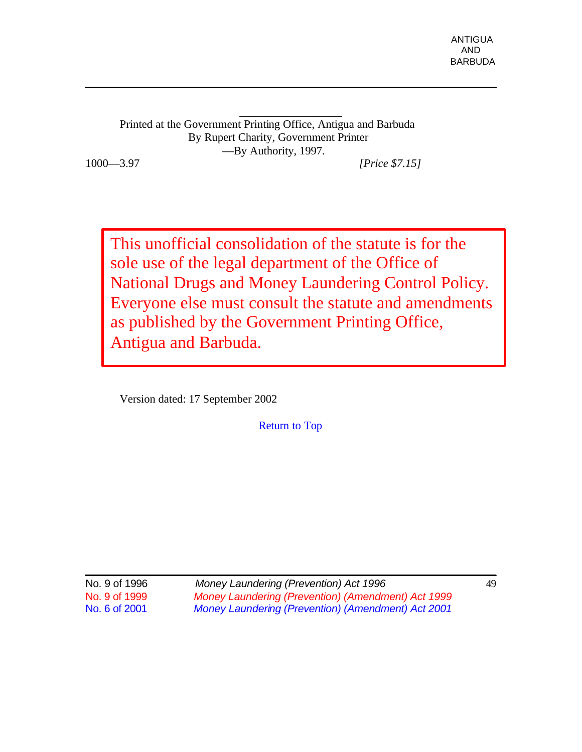Printed at the Government Printing Office, Antigua and Barbuda
By Rupert Charity, Government Printer
—By Authority, 1997.

1000—3.97 *[Price $7.15]*

This unofficial consolidation of the statute is for the sole use of the legal department of the Office of National Drugs and Money Laundering Control Policy. Everyone else must consult the statute and amendments as published by the Government Printing Office, Antigua and Barbuda.

Version dated: 17 September 2002

Return to Top